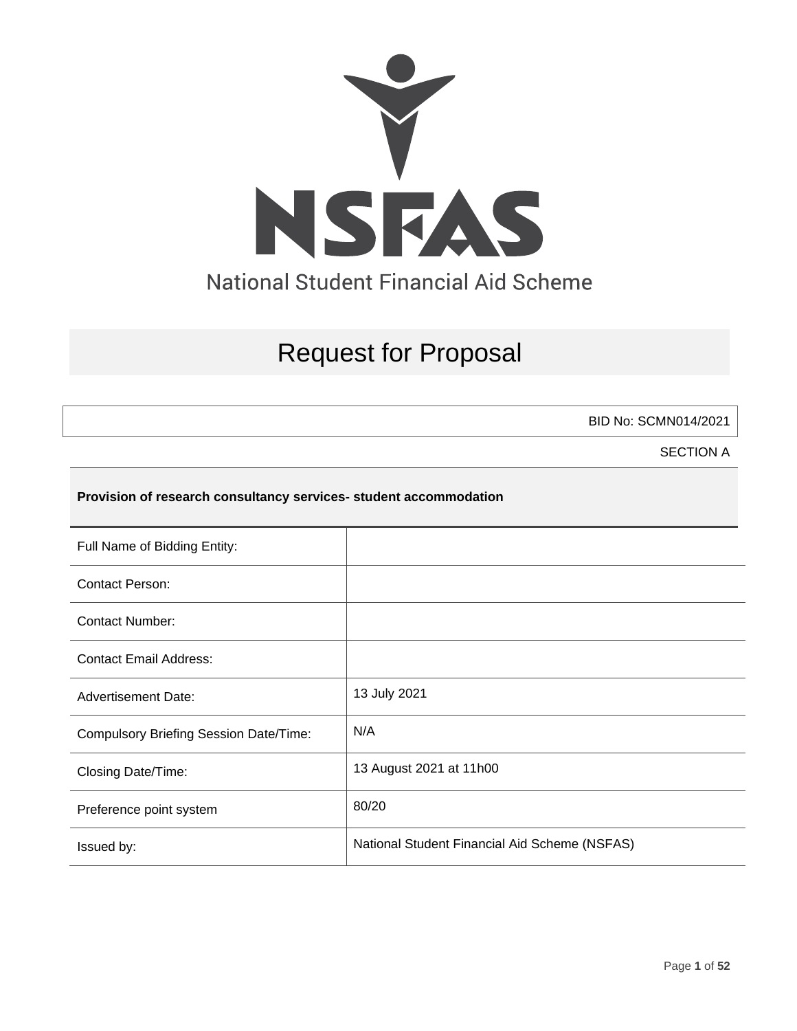NSFAS

National Student Financial Aid Scheme

# Request for Proposal

BID No: SCMN014/2021

SECTION A

| **Provision of research consultancy services- student accommodation** | |
|---|---|
| Full Name of Bidding Entity: | |
| Contact Person: | |
| Contact Number: | |
| Contact Email Address: | |
| Advertisement Date: | 13 July 2021 |
| Compulsory Briefing Session Date/Time: | N/A |
| Closing Date/Time: | 13 August 2021 at 11h00 |
| Preference point system | 80/20 |
| Issued by: | National Student Financial Aid Scheme (NSFAS) |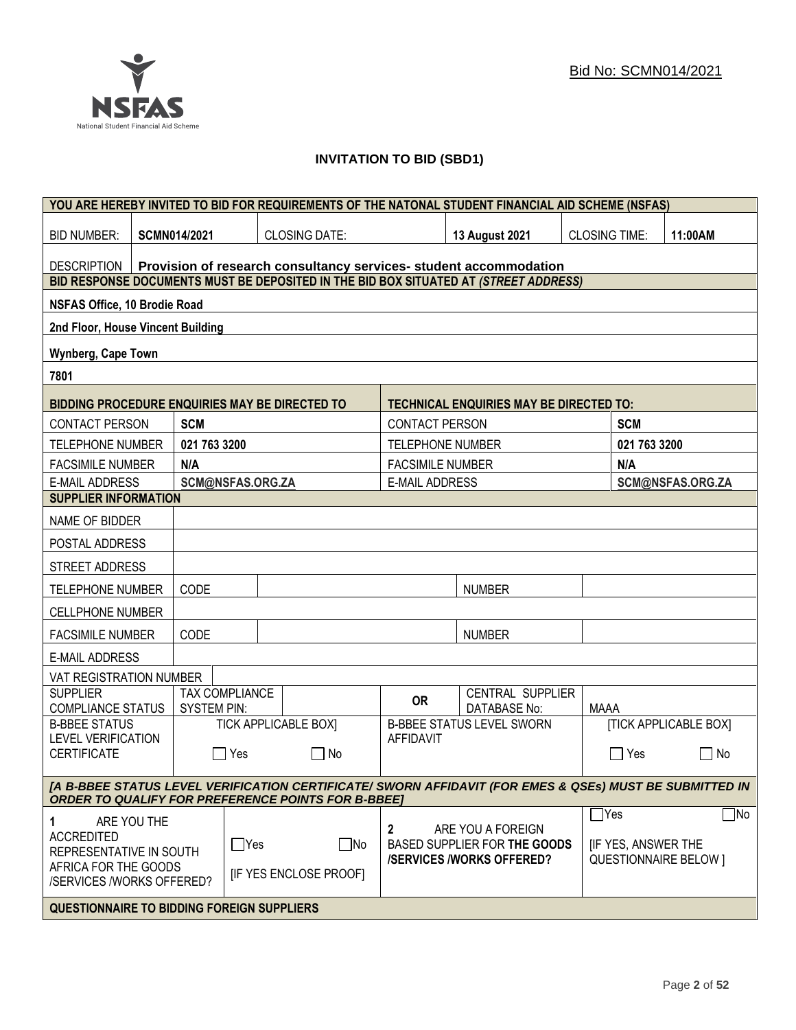Bid No: SCMN014/2021

# INVITATION TO BID (SBD1)

| YOU ARE HEREBY INVITED TO BID FOR REQUIREMENTS OF THE NATONAL STUDENT FINANCIAL AID SCHEME (NSFAS) | | | | | |
|---|---|---|---|---|---|
| BID NUMBER: | SCMN014/2021 | CLOSING DATE: | 13 August 2021 | CLOSING TIME: | 11:00AM |
| DESCRIPTION | **Provision of research consultancy services- student accommodation** | | | | |

| BID RESPONSE DOCUMENTS MUST BE DEPOSITED IN THE BID BOX SITUATED AT *(STREET ADDRESS)* |
|---|
| NSFAS Office, 10 Brodie Road |
| 2nd Floor, House Vincent Building |
| Wynberg, Cape Town |
| 7801 |

| BIDDING PROCEDURE ENQUIRIES MAY BE DIRECTED TO | | TECHNICAL ENQUIRIES MAY BE DIRECTED TO: | |
|---|---|---|---|
| CONTACT PERSON | SCM | CONTACT PERSON | SCM |
| TELEPHONE NUMBER | 021 763 3200 | TELEPHONE NUMBER | 021 763 3200 |
| FACSIMILE NUMBER | N/A | FACSIMILE NUMBER | N/A |
| E-MAIL ADDRESS | SCM@NSFAS.ORG.ZA | E-MAIL ADDRESS | SCM@NSFAS.ORG.ZA |

| SUPPLIER INFORMATION | | | | | |
|---|---|---|---|---|---|
| NAME OF BIDDER | | | | | |
| POSTAL ADDRESS | | | | | |
| STREET ADDRESS | | | | | |
| TELEPHONE NUMBER | CODE | | NUMBER | | |
| CELLPHONE NUMBER | | | | | |
| FACSIMILE NUMBER | CODE | | NUMBER | | |
| E-MAIL ADDRESS | | | | | |
| VAT REGISTRATION NUMBER | | | | | |
| SUPPLIER COMPLIANCE STATUS | TAX COMPLIANCE SYSTEM PIN: | | OR | CENTRAL SUPPLIER DATABASE No: | MAAA |
| B-BBEE STATUS LEVEL VERIFICATION CERTIFICATE | TICK APPLICABLE BOX] ☐ Yes ☐ No | | B-BBEE STATUS LEVEL SWORN AFFIDAVIT | | [TICK APPLICABLE BOX] ☐ Yes ☐ No |

***[A B-BBEE STATUS LEVEL VERIFICATION CERTIFICATE/ SWORN AFFIDAVIT (FOR EMES & QSEs) MUST BE SUBMITTED IN ORDER TO QUALIFY FOR PREFERENCE POINTS FOR B-BBEE]***

| 1 ARE YOU THE ACCREDITED REPRESENTATIVE IN SOUTH AFRICA FOR THE GOODS /SERVICES /WORKS OFFERED? | ☐Yes ☐No [IF YES ENCLOSE PROOF] | 2 ARE YOU A FOREIGN BASED SUPPLIER FOR **THE GOODS /SERVICES /WORKS OFFERED?** | ☐Yes ☐No [IF YES, ANSWER THE QUESTIONNAIRE BELOW ] |
|---|---|---|---|

**QUESTIONNAIRE TO BIDDING FOREIGN SUPPLIERS**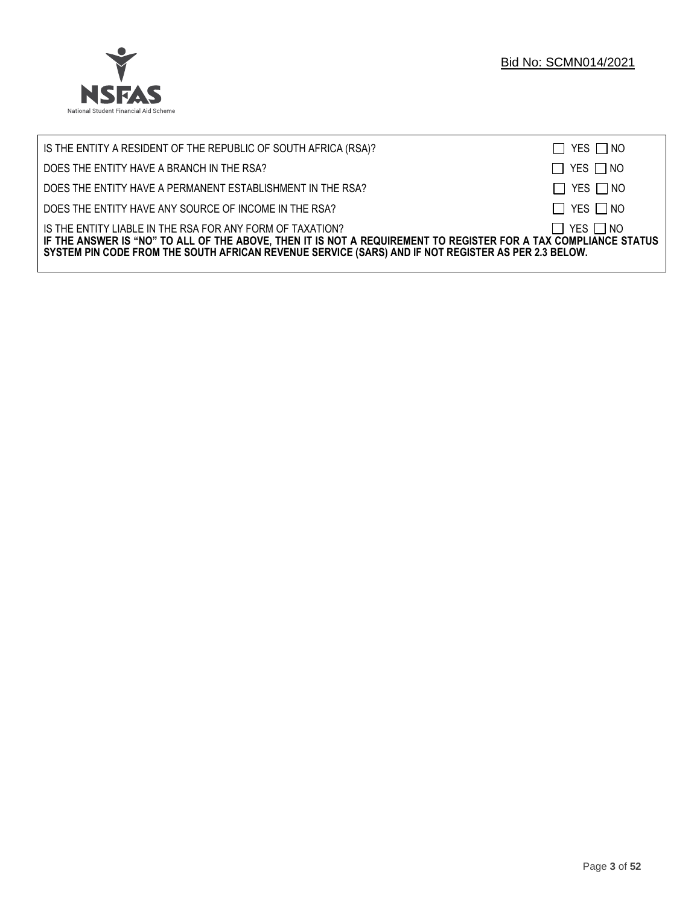| | |
|---|---|
| IS THE ENTITY A RESIDENT OF THE REPUBLIC OF SOUTH AFRICA (RSA)? | ☐ YES ☐ NO |
| DOES THE ENTITY HAVE A BRANCH IN THE RSA? | ☐ YES ☐ NO |
| DOES THE ENTITY HAVE A PERMANENT ESTABLISHMENT IN THE RSA? | ☐ YES ☐ NO |
| DOES THE ENTITY HAVE ANY SOURCE OF INCOME IN THE RSA? | ☐ YES ☐ NO |
| IS THE ENTITY LIABLE IN THE RSA FOR ANY FORM OF TAXATION? | ☐ YES ☐ NO |

**IF THE ANSWER IS "NO" TO ALL OF THE ABOVE, THEN IT IS NOT A REQUIREMENT TO REGISTER FOR A TAX COMPLIANCE STATUS SYSTEM PIN CODE FROM THE SOUTH AFRICAN REVENUE SERVICE (SARS) AND IF NOT REGISTER AS PER 2.3 BELOW.**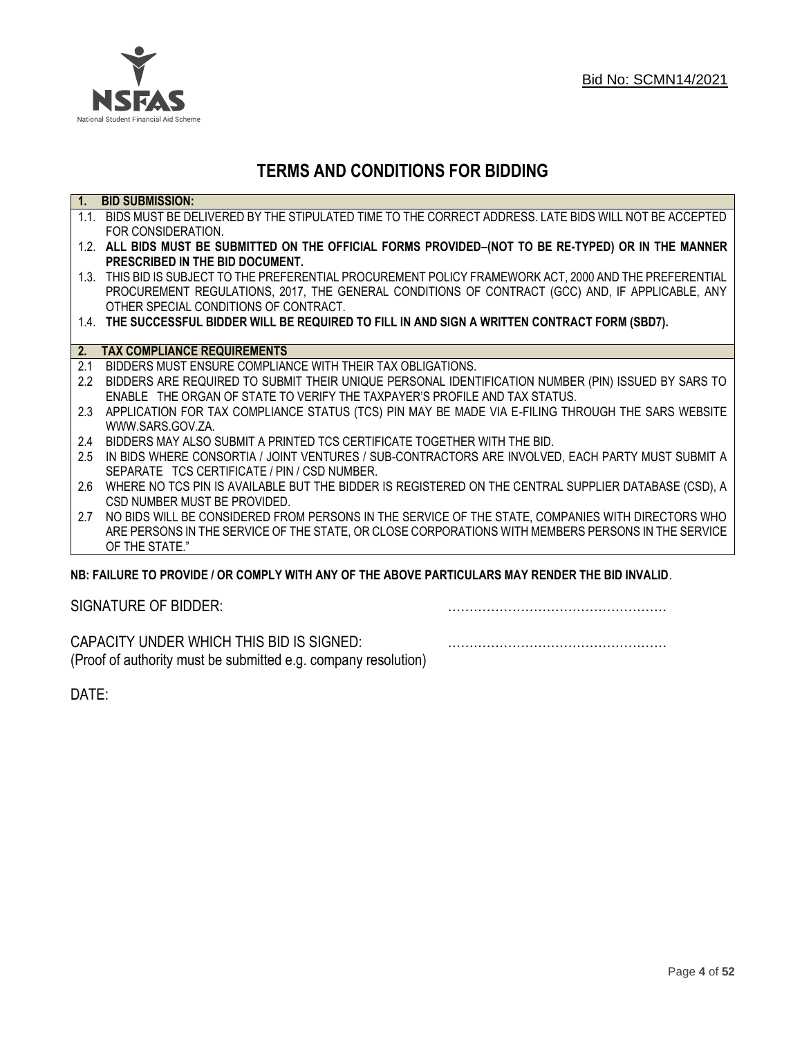Bid No: SCMN14/2021

# TERMS AND CONDITIONS FOR BIDDING

## 1. BID SUBMISSION:

1.1. BIDS MUST BE DELIVERED BY THE STIPULATED TIME TO THE CORRECT ADDRESS. LATE BIDS WILL NOT BE ACCEPTED FOR CONSIDERATION.

1.2. **ALL BIDS MUST BE SUBMITTED ON THE OFFICIAL FORMS PROVIDED–(NOT TO BE RE-TYPED) OR IN THE MANNER PRESCRIBED IN THE BID DOCUMENT.**

1.3. THIS BID IS SUBJECT TO THE PREFERENTIAL PROCUREMENT POLICY FRAMEWORK ACT, 2000 AND THE PREFERENTIAL PROCUREMENT REGULATIONS, 2017, THE GENERAL CONDITIONS OF CONTRACT (GCC) AND, IF APPLICABLE, ANY OTHER SPECIAL CONDITIONS OF CONTRACT.

1.4. **THE SUCCESSFUL BIDDER WILL BE REQUIRED TO FILL IN AND SIGN A WRITTEN CONTRACT FORM (SBD7).**

## 2. TAX COMPLIANCE REQUIREMENTS

2.1 BIDDERS MUST ENSURE COMPLIANCE WITH THEIR TAX OBLIGATIONS.

2.2 BIDDERS ARE REQUIRED TO SUBMIT THEIR UNIQUE PERSONAL IDENTIFICATION NUMBER (PIN) ISSUED BY SARS TO ENABLE THE ORGAN OF STATE TO VERIFY THE TAXPAYER'S PROFILE AND TAX STATUS.

2.3 APPLICATION FOR TAX COMPLIANCE STATUS (TCS) PIN MAY BE MADE VIA E-FILING THROUGH THE SARS WEBSITE WWW.SARS.GOV.ZA.

2.4 BIDDERS MAY ALSO SUBMIT A PRINTED TCS CERTIFICATE TOGETHER WITH THE BID.

2.5 IN BIDS WHERE CONSORTIA / JOINT VENTURES / SUB-CONTRACTORS ARE INVOLVED, EACH PARTY MUST SUBMIT A SEPARATE TCS CERTIFICATE / PIN / CSD NUMBER.

2.6 WHERE NO TCS PIN IS AVAILABLE BUT THE BIDDER IS REGISTERED ON THE CENTRAL SUPPLIER DATABASE (CSD), A CSD NUMBER MUST BE PROVIDED.

2.7 NO BIDS WILL BE CONSIDERED FROM PERSONS IN THE SERVICE OF THE STATE, COMPANIES WITH DIRECTORS WHO ARE PERSONS IN THE SERVICE OF THE STATE, OR CLOSE CORPORATIONS WITH MEMBERS PERSONS IN THE SERVICE OF THE STATE."

**NB: FAILURE TO PROVIDE / OR COMPLY WITH ANY OF THE ABOVE PARTICULARS MAY RENDER THE BID INVALID**.

SIGNATURE OF BIDDER: ……………………………………………

CAPACITY UNDER WHICH THIS BID IS SIGNED: ……………………………………………
(Proof of authority must be submitted e.g. company resolution)

DATE: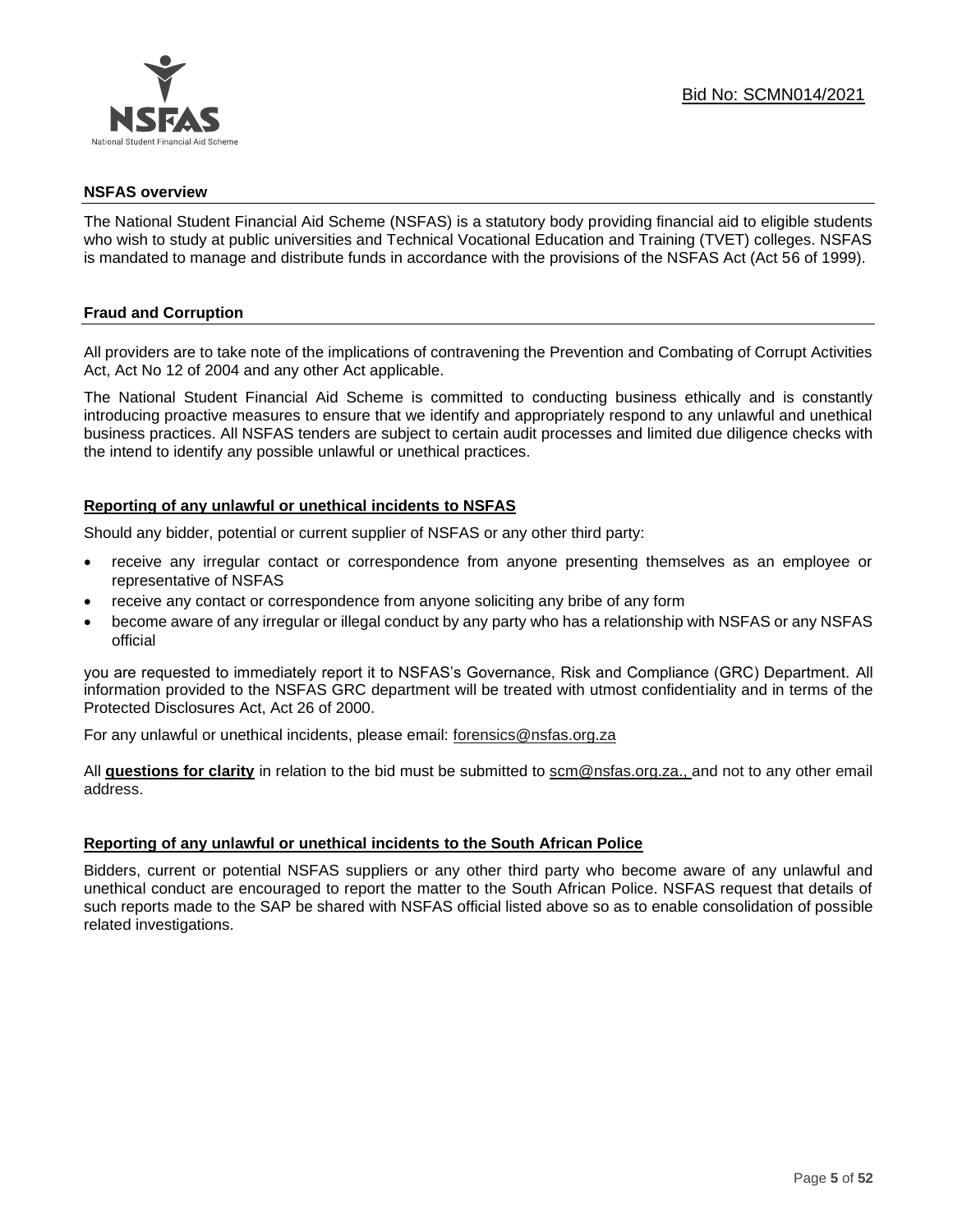## NSFAS overview

The National Student Financial Aid Scheme (NSFAS) is a statutory body providing financial aid to eligible students who wish to study at public universities and Technical Vocational Education and Training (TVET) colleges. NSFAS is mandated to manage and distribute funds in accordance with the provisions of the NSFAS Act (Act 56 of 1999).

## Fraud and Corruption

All providers are to take note of the implications of contravening the Prevention and Combating of Corrupt Activities Act, Act No 12 of 2004 and any other Act applicable.

The National Student Financial Aid Scheme is committed to conducting business ethically and is constantly introducing proactive measures to ensure that we identify and appropriately respond to any unlawful and unethical business practices. All NSFAS tenders are subject to certain audit processes and limited due diligence checks with the intend to identify any possible unlawful or unethical practices.

### Reporting of any unlawful or unethical incidents to NSFAS

Should any bidder, potential or current supplier of NSFAS or any other third party:

- receive any irregular contact or correspondence from anyone presenting themselves as an employee or representative of NSFAS
- receive any contact or correspondence from anyone soliciting any bribe of any form
- become aware of any irregular or illegal conduct by any party who has a relationship with NSFAS or any NSFAS official

you are requested to immediately report it to NSFAS's Governance, Risk and Compliance (GRC) Department. All information provided to the NSFAS GRC department will be treated with utmost confidentiality and in terms of the Protected Disclosures Act, Act 26 of 2000.

For any unlawful or unethical incidents, please email: forensics@nsfas.org.za

All **questions for clarity** in relation to the bid must be submitted to scm@nsfas.org.za., and not to any other email address.

### Reporting of any unlawful or unethical incidents to the South African Police

Bidders, current or potential NSFAS suppliers or any other third party who become aware of any unlawful and unethical conduct are encouraged to report the matter to the South African Police. NSFAS request that details of such reports made to the SAP be shared with NSFAS official listed above so as to enable consolidation of possible related investigations.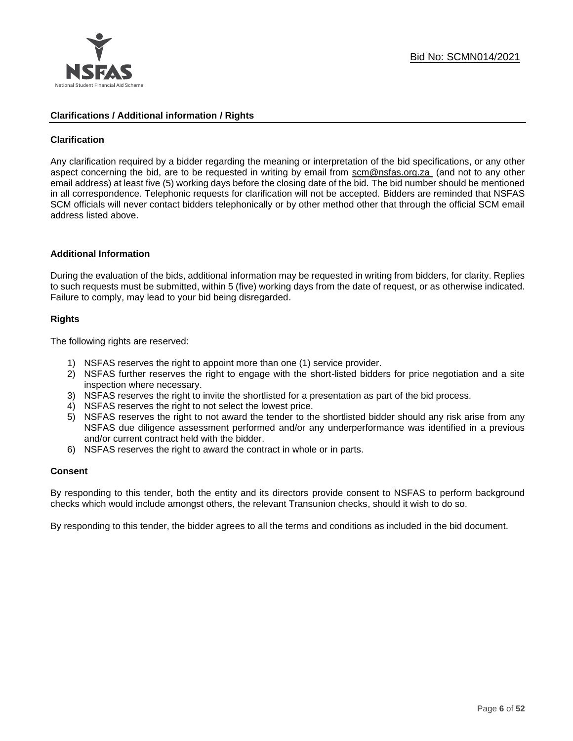## Clarifications / Additional information / Rights

### Clarification

Any clarification required by a bidder regarding the meaning or interpretation of the bid specifications, or any other aspect concerning the bid, are to be requested in writing by email from scm@nsfas.org.za (and not to any other email address) at least five (5) working days before the closing date of the bid. The bid number should be mentioned in all correspondence. Telephonic requests for clarification will not be accepted. Bidders are reminded that NSFAS SCM officials will never contact bidders telephonically or by other method other that through the official SCM email address listed above.

### Additional Information

During the evaluation of the bids, additional information may be requested in writing from bidders, for clarity. Replies to such requests must be submitted, within 5 (five) working days from the date of request, or as otherwise indicated. Failure to comply, may lead to your bid being disregarded.

### Rights

The following rights are reserved:

1) NSFAS reserves the right to appoint more than one (1) service provider.
2) NSFAS further reserves the right to engage with the short-listed bidders for price negotiation and a site inspection where necessary.
3) NSFAS reserves the right to invite the shortlisted for a presentation as part of the bid process.
4) NSFAS reserves the right to not select the lowest price.
5) NSFAS reserves the right to not award the tender to the shortlisted bidder should any risk arise from any NSFAS due diligence assessment performed and/or any underperformance was identified in a previous and/or current contract held with the bidder.
6) NSFAS reserves the right to award the contract in whole or in parts.

### Consent

By responding to this tender, both the entity and its directors provide consent to NSFAS to perform background checks which would include amongst others, the relevant Transunion checks, should it wish to do so.

By responding to this tender, the bidder agrees to all the terms and conditions as included in the bid document.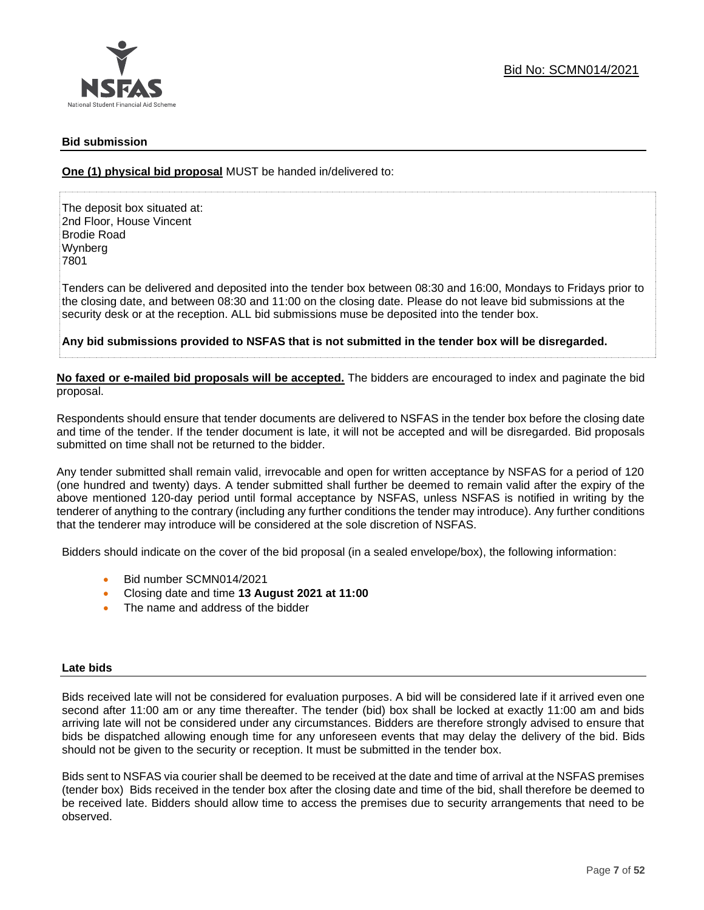Bid No: SCMN014/2021

## Bid submission

**One (1) physical bid proposal** MUST be handed in/delivered to:

The deposit box situated at:
2nd Floor, House Vincent
Brodie Road
Wynberg
7801

Tenders can be delivered and deposited into the tender box between 08:30 and 16:00, Mondays to Fridays prior to the closing date, and between 08:30 and 11:00 on the closing date. Please do not leave bid submissions at the security desk or at the reception. ALL bid submissions muse be deposited into the tender box.

**Any bid submissions provided to NSFAS that is not submitted in the tender box will be disregarded.**

**No faxed or e-mailed bid proposals will be accepted.** The bidders are encouraged to index and paginate the bid proposal.

Respondents should ensure that tender documents are delivered to NSFAS in the tender box before the closing date and time of the tender. If the tender document is late, it will not be accepted and will be disregarded. Bid proposals submitted on time shall not be returned to the bidder.

Any tender submitted shall remain valid, irrevocable and open for written acceptance by NSFAS for a period of 120 (one hundred and twenty) days. A tender submitted shall further be deemed to remain valid after the expiry of the above mentioned 120-day period until formal acceptance by NSFAS, unless NSFAS is notified in writing by the tenderer of anything to the contrary (including any further conditions the tender may introduce). Any further conditions that the tenderer may introduce will be considered at the sole discretion of NSFAS.

Bidders should indicate on the cover of the bid proposal (in a sealed envelope/box), the following information:

- Bid number SCMN014/2021
- Closing date and time **13 August 2021 at 11:00**
- The name and address of the bidder

## Late bids

Bids received late will not be considered for evaluation purposes. A bid will be considered late if it arrived even one second after 11:00 am or any time thereafter. The tender (bid) box shall be locked at exactly 11:00 am and bids arriving late will not be considered under any circumstances. Bidders are therefore strongly advised to ensure that bids be dispatched allowing enough time for any unforeseen events that may delay the delivery of the bid. Bids should not be given to the security or reception. It must be submitted in the tender box.

Bids sent to NSFAS via courier shall be deemed to be received at the date and time of arrival at the NSFAS premises (tender box) Bids received in the tender box after the closing date and time of the bid, shall therefore be deemed to be received late. Bidders should allow time to access the premises due to security arrangements that need to be observed.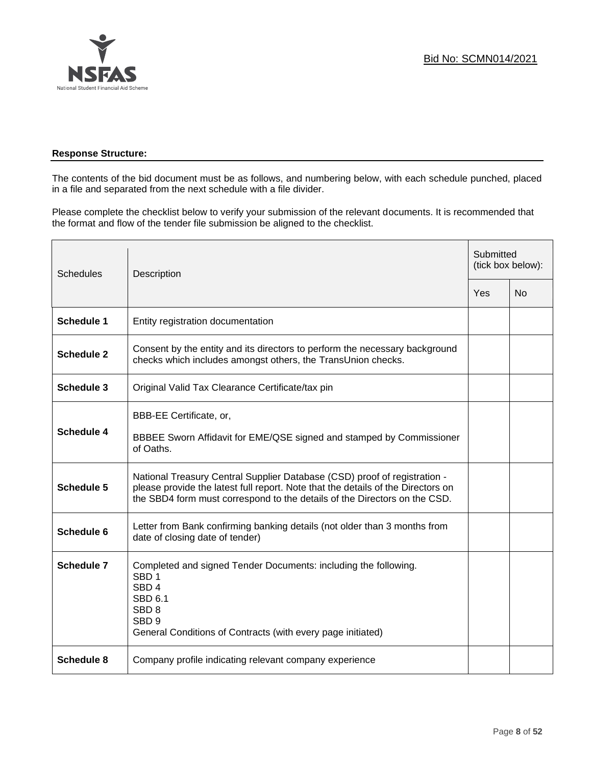**Response Structure:**

The contents of the bid document must be as follows, and numbering below, with each schedule punched, placed in a file and separated from the next schedule with a file divider.

Please complete the checklist below to verify your submission of the relevant documents. It is recommended that the format and flow of the tender file submission be aligned to the checklist.

| Schedules | Description | Submitted (tick box below): | |
|---|---|---|---|
| | | Yes | No |
| **Schedule 1** | Entity registration documentation | | |
| **Schedule 2** | Consent by the entity and its directors to perform the necessary background checks which includes amongst others, the TransUnion checks. | | |
| **Schedule 3** | Original Valid Tax Clearance Certificate/tax pin | | |
| **Schedule 4** | BBB-EE Certificate, or,<br><br>BBBEE Sworn Affidavit for EME/QSE signed and stamped by Commissioner of Oaths. | | |
| **Schedule 5** | National Treasury Central Supplier Database (CSD) proof of registration - please provide the latest full report. Note that the details of the Directors on the SBD4 form must correspond to the details of the Directors on the CSD. | | |
| **Schedule 6** | Letter from Bank confirming banking details (not older than 3 months from date of closing date of tender) | | |
| **Schedule 7** | Completed and signed Tender Documents: including the following.<br>SBD 1<br>SBD 4<br>SBD 6.1<br>SBD 8<br>SBD 9<br>General Conditions of Contracts (with every page initiated) | | |
| **Schedule 8** | Company profile indicating relevant company experience | | |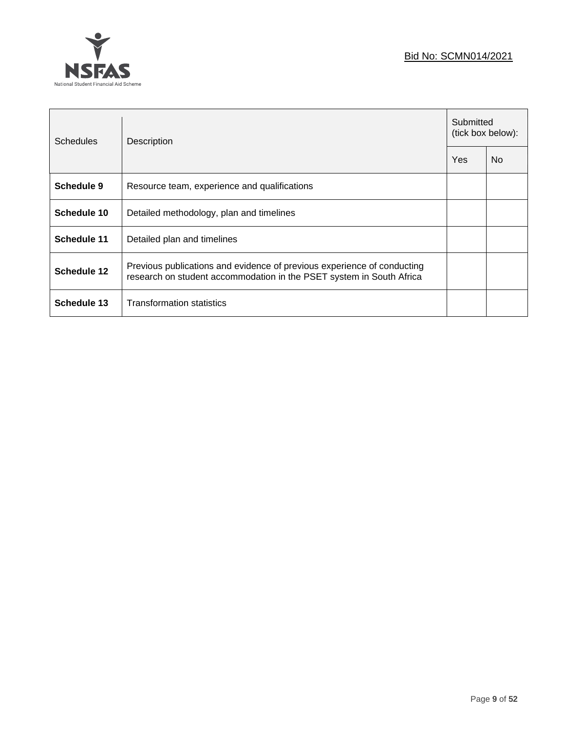| Schedules | Description | Submitted (tick box below): | |
|---|---|---|---|
| | | Yes | No |
| **Schedule 9** | Resource team, experience and qualifications | | |
| **Schedule 10** | Detailed methodology, plan and timelines | | |
| **Schedule 11** | Detailed plan and timelines | | |
| **Schedule 12** | Previous publications and evidence of previous experience of conducting research on student accommodation in the PSET system in South Africa | | |
| **Schedule 13** | Transformation statistics | | |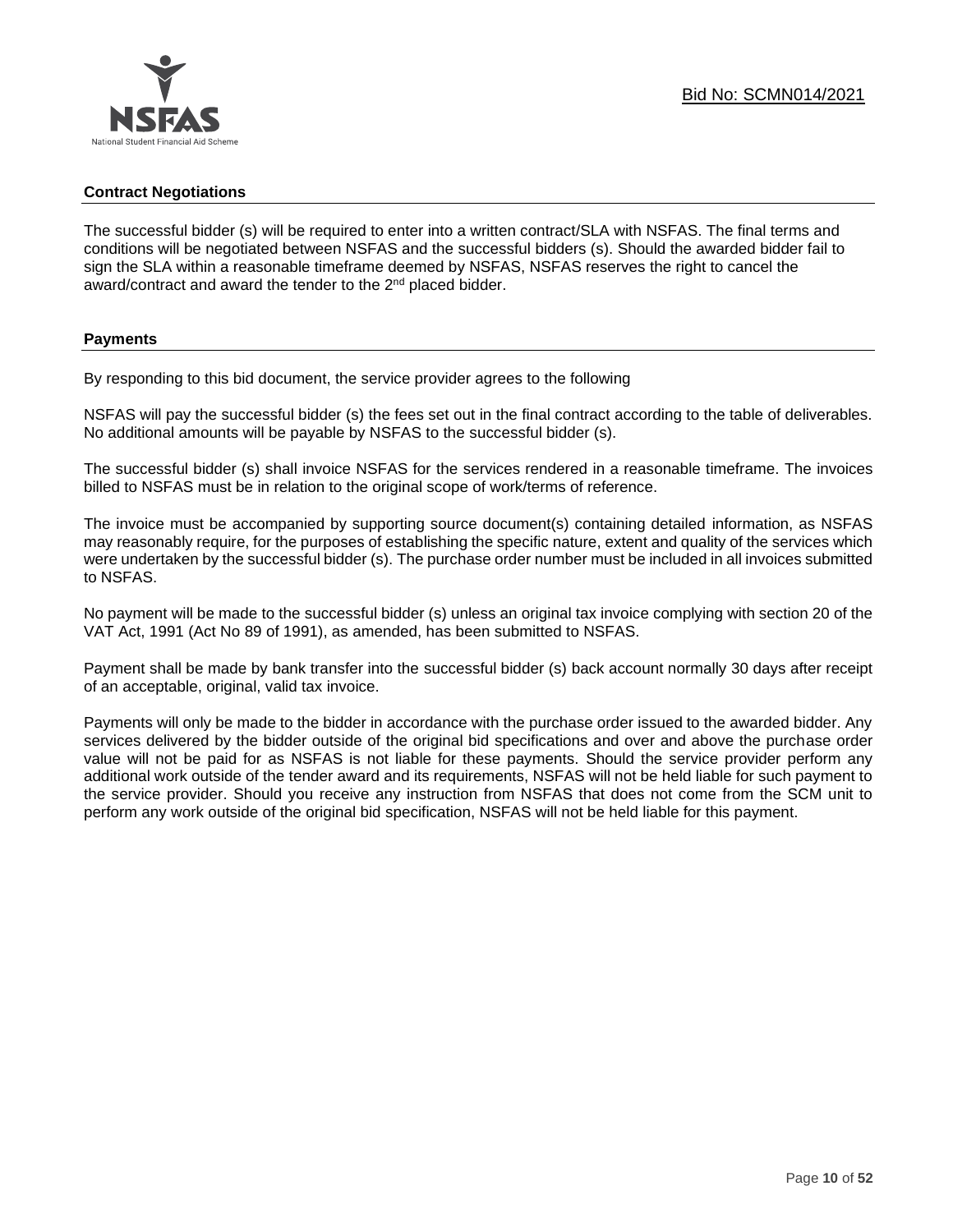## Contract Negotiations

The successful bidder (s) will be required to enter into a written contract/SLA with NSFAS. The final terms and conditions will be negotiated between NSFAS and the successful bidders (s). Should the awarded bidder fail to sign the SLA within a reasonable timeframe deemed by NSFAS, NSFAS reserves the right to cancel the award/contract and award the tender to the 2nd placed bidder.

## Payments

By responding to this bid document, the service provider agrees to the following

NSFAS will pay the successful bidder (s) the fees set out in the final contract according to the table of deliverables. No additional amounts will be payable by NSFAS to the successful bidder (s).

The successful bidder (s) shall invoice NSFAS for the services rendered in a reasonable timeframe. The invoices billed to NSFAS must be in relation to the original scope of work/terms of reference.

The invoice must be accompanied by supporting source document(s) containing detailed information, as NSFAS may reasonably require, for the purposes of establishing the specific nature, extent and quality of the services which were undertaken by the successful bidder (s). The purchase order number must be included in all invoices submitted to NSFAS.

No payment will be made to the successful bidder (s) unless an original tax invoice complying with section 20 of the VAT Act, 1991 (Act No 89 of 1991), as amended, has been submitted to NSFAS.

Payment shall be made by bank transfer into the successful bidder (s) back account normally 30 days after receipt of an acceptable, original, valid tax invoice.

Payments will only be made to the bidder in accordance with the purchase order issued to the awarded bidder. Any services delivered by the bidder outside of the original bid specifications and over and above the purchase order value will not be paid for as NSFAS is not liable for these payments. Should the service provider perform any additional work outside of the tender award and its requirements, NSFAS will not be held liable for such payment to the service provider. Should you receive any instruction from NSFAS that does not come from the SCM unit to perform any work outside of the original bid specification, NSFAS will not be held liable for this payment.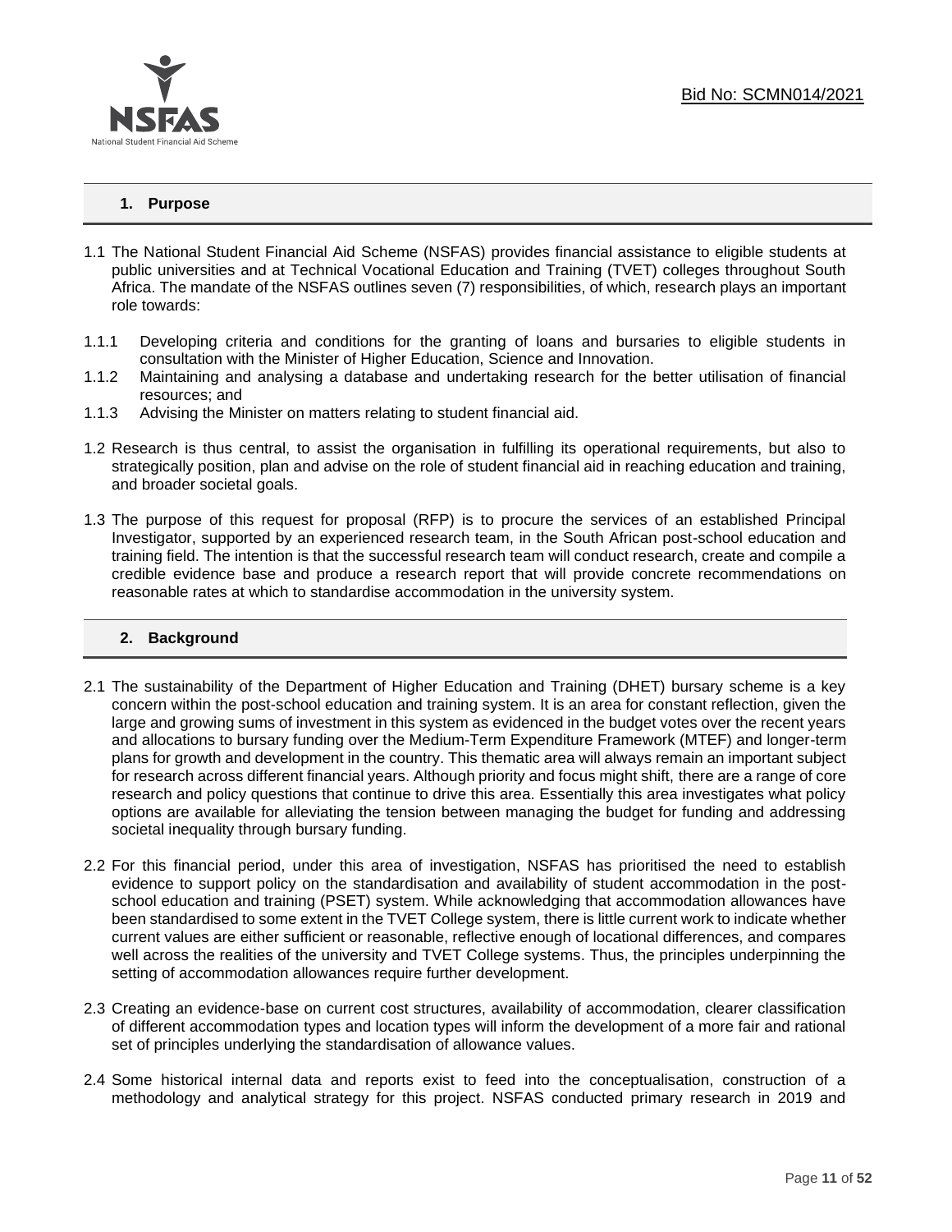## 1. Purpose

1.1 The National Student Financial Aid Scheme (NSFAS) provides financial assistance to eligible students at public universities and at Technical Vocational Education and Training (TVET) colleges throughout South Africa. The mandate of the NSFAS outlines seven (7) responsibilities, of which, research plays an important role towards:

1.1.1 Developing criteria and conditions for the granting of loans and bursaries to eligible students in consultation with the Minister of Higher Education, Science and Innovation.

1.1.2 Maintaining and analysing a database and undertaking research for the better utilisation of financial resources; and

1.1.3 Advising the Minister on matters relating to student financial aid.

1.2 Research is thus central, to assist the organisation in fulfilling its operational requirements, but also to strategically position, plan and advise on the role of student financial aid in reaching education and training, and broader societal goals.

1.3 The purpose of this request for proposal (RFP) is to procure the services of an established Principal Investigator, supported by an experienced research team, in the South African post-school education and training field. The intention is that the successful research team will conduct research, create and compile a credible evidence base and produce a research report that will provide concrete recommendations on reasonable rates at which to standardise accommodation in the university system.

## 2. Background

2.1 The sustainability of the Department of Higher Education and Training (DHET) bursary scheme is a key concern within the post-school education and training system. It is an area for constant reflection, given the large and growing sums of investment in this system as evidenced in the budget votes over the recent years and allocations to bursary funding over the Medium-Term Expenditure Framework (MTEF) and longer-term plans for growth and development in the country. This thematic area will always remain an important subject for research across different financial years. Although priority and focus might shift, there are a range of core research and policy questions that continue to drive this area. Essentially this area investigates what policy options are available for alleviating the tension between managing the budget for funding and addressing societal inequality through bursary funding.

2.2 For this financial period, under this area of investigation, NSFAS has prioritised the need to establish evidence to support policy on the standardisation and availability of student accommodation in the post-school education and training (PSET) system. While acknowledging that accommodation allowances have been standardised to some extent in the TVET College system, there is little current work to indicate whether current values are either sufficient or reasonable, reflective enough of locational differences, and compares well across the realities of the university and TVET College systems. Thus, the principles underpinning the setting of accommodation allowances require further development.

2.3 Creating an evidence-base on current cost structures, availability of accommodation, clearer classification of different accommodation types and location types will inform the development of a more fair and rational set of principles underlying the standardisation of allowance values.

2.4 Some historical internal data and reports exist to feed into the conceptualisation, construction of a methodology and analytical strategy for this project. NSFAS conducted primary research in 2019 and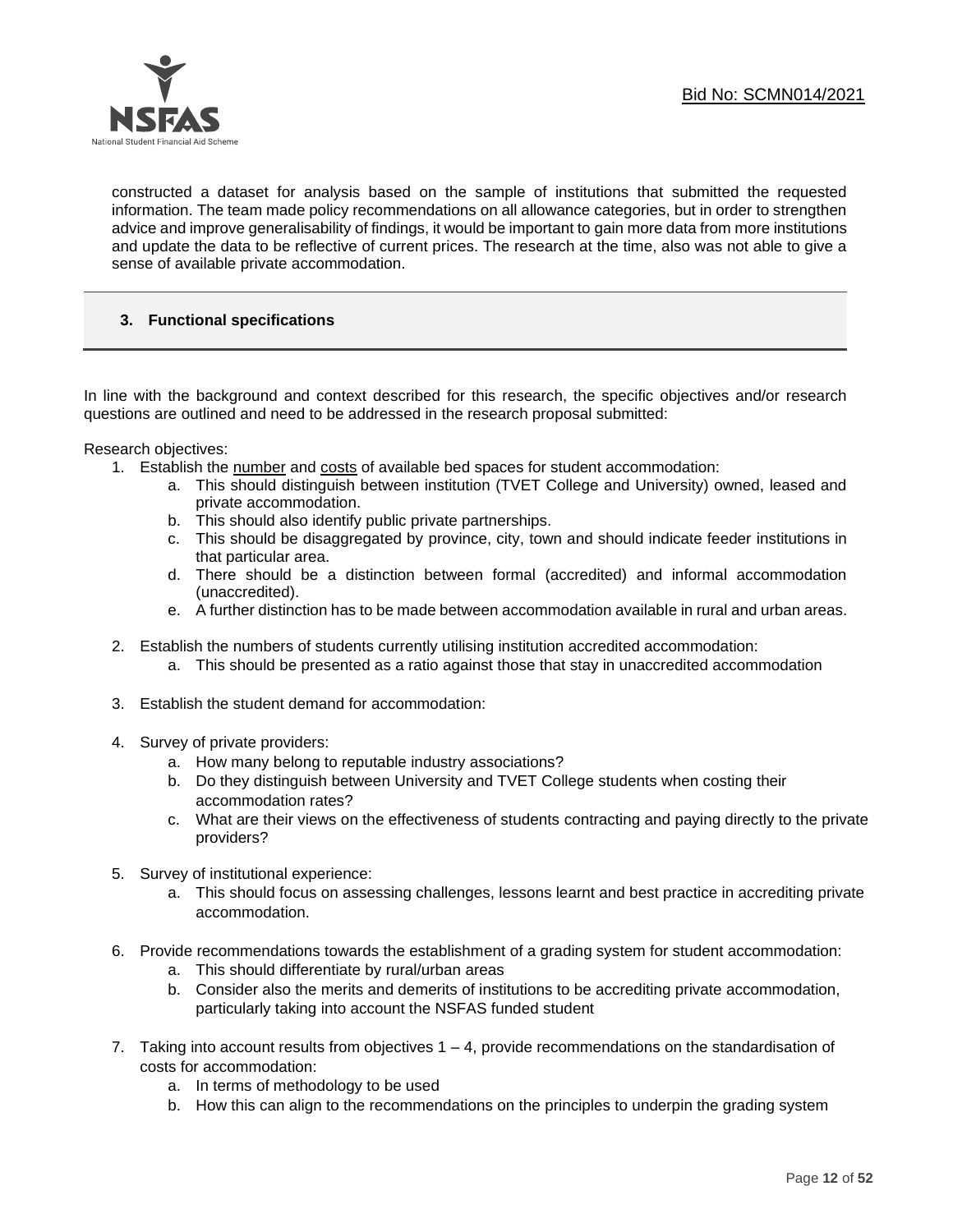constructed a dataset for analysis based on the sample of institutions that submitted the requested information. The team made policy recommendations on all allowance categories, but in order to strengthen advice and improve generalisability of findings, it would be important to gain more data from more institutions and update the data to be reflective of current prices. The research at the time, also was not able to give a sense of available private accommodation.

## 3. Functional specifications

In line with the background and context described for this research, the specific objectives and/or research questions are outlined and need to be addressed in the research proposal submitted:

Research objectives:

1. Establish the number and costs of available bed spaces for student accommodation:
   a. This should distinguish between institution (TVET College and University) owned, leased and private accommodation.
   b. This should also identify public private partnerships.
   c. This should be disaggregated by province, city, town and should indicate feeder institutions in that particular area.
   d. There should be a distinction between formal (accredited) and informal accommodation (unaccredited).
   e. A further distinction has to be made between accommodation available in rural and urban areas.

2. Establish the numbers of students currently utilising institution accredited accommodation:
   a. This should be presented as a ratio against those that stay in unaccredited accommodation

3. Establish the student demand for accommodation:

4. Survey of private providers:
   a. How many belong to reputable industry associations?
   b. Do they distinguish between University and TVET College students when costing their accommodation rates?
   c. What are their views on the effectiveness of students contracting and paying directly to the private providers?

5. Survey of institutional experience:
   a. This should focus on assessing challenges, lessons learnt and best practice in accrediting private accommodation.

6. Provide recommendations towards the establishment of a grading system for student accommodation:
   a. This should differentiate by rural/urban areas
   b. Consider also the merits and demerits of institutions to be accrediting private accommodation, particularly taking into account the NSFAS funded student

7. Taking into account results from objectives 1 – 4, provide recommendations on the standardisation of costs for accommodation:
   a. In terms of methodology to be used
   b. How this can align to the recommendations on the principles to underpin the grading system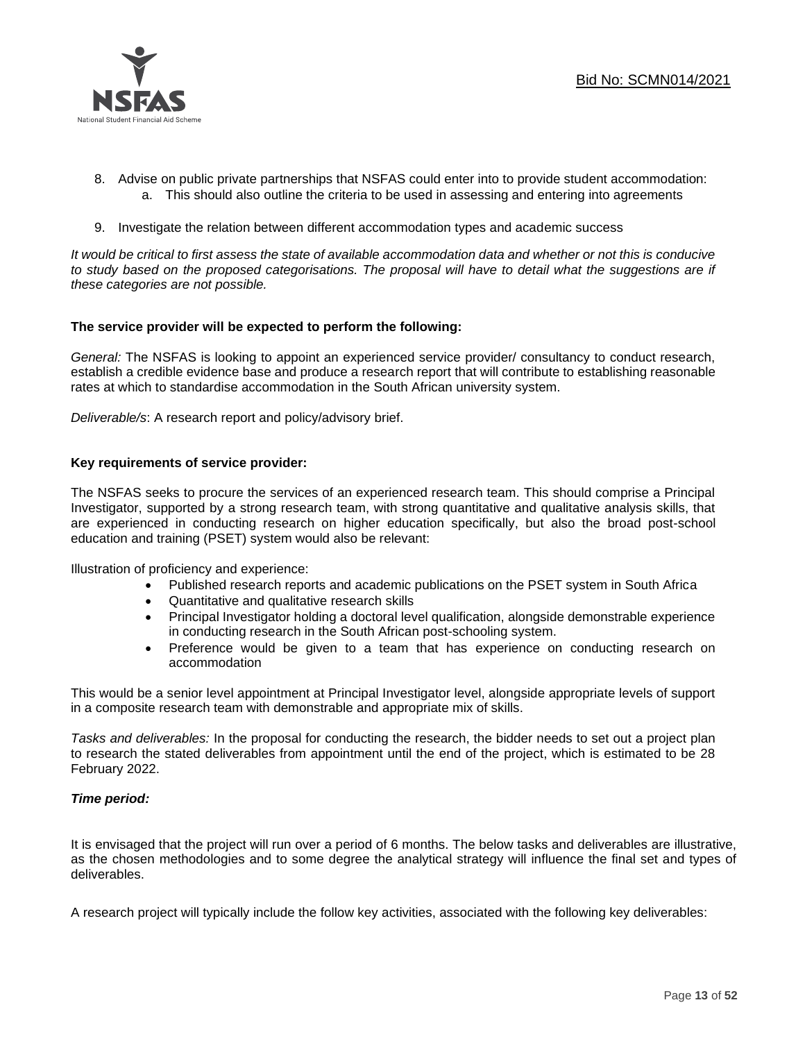8. Advise on public private partnerships that NSFAS could enter into to provide student accommodation:
    a. This should also outline the criteria to be used in assessing and entering into agreements

9. Investigate the relation between different accommodation types and academic success

*It would be critical to first assess the state of available accommodation data and whether or not this is conducive to study based on the proposed categorisations. The proposal will have to detail what the suggestions are if these categories are not possible.*

**The service provider will be expected to perform the following:**

*General:* The NSFAS is looking to appoint an experienced service provider/ consultancy to conduct research, establish a credible evidence base and produce a research report that will contribute to establishing reasonable rates at which to standardise accommodation in the South African university system.

*Deliverable/s*: A research report and policy/advisory brief.

**Key requirements of service provider:**

The NSFAS seeks to procure the services of an experienced research team. This should comprise a Principal Investigator, supported by a strong research team, with strong quantitative and qualitative analysis skills, that are experienced in conducting research on higher education specifically, but also the broad post-school education and training (PSET) system would also be relevant:

Illustration of proficiency and experience:

- Published research reports and academic publications on the PSET system in South Africa
- Quantitative and qualitative research skills
- Principal Investigator holding a doctoral level qualification, alongside demonstrable experience in conducting research in the South African post-schooling system.
- Preference would be given to a team that has experience on conducting research on accommodation

This would be a senior level appointment at Principal Investigator level, alongside appropriate levels of support in a composite research team with demonstrable and appropriate mix of skills.

*Tasks and deliverables:* In the proposal for conducting the research, the bidder needs to set out a project plan to research the stated deliverables from appointment until the end of the project, which is estimated to be 28 February 2022.

***Time period:***

It is envisaged that the project will run over a period of 6 months. The below tasks and deliverables are illustrative, as the chosen methodologies and to some degree the analytical strategy will influence the final set and types of deliverables.

A research project will typically include the follow key activities, associated with the following key deliverables: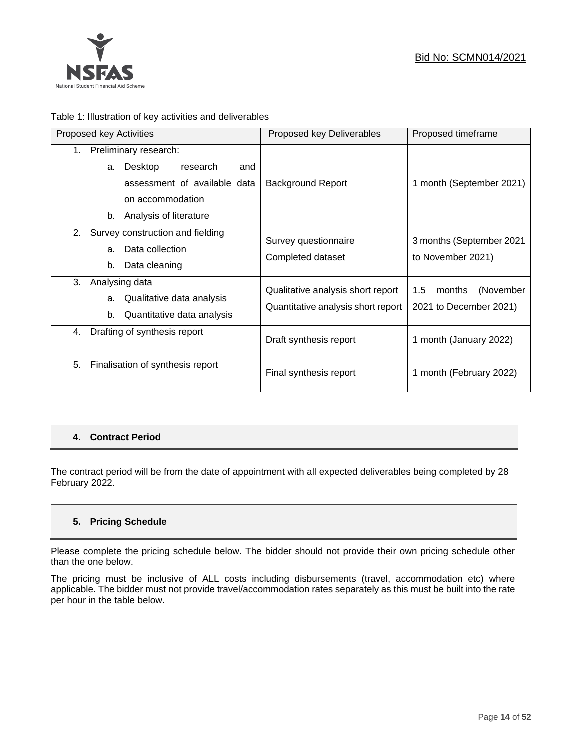Table 1: Illustration of key activities and deliverables

| Proposed key Activities | Proposed key Deliverables | Proposed timeframe |
|---|---|---|
| 1. Preliminary research:<br>a. Desktop research and assessment of available data on accommodation<br>b. Analysis of literature | Background Report | 1 month (September 2021) |
| 2. Survey construction and fielding<br>a. Data collection<br>b. Data cleaning | Survey questionnaire<br>Completed dataset | 3 months (September 2021 to November 2021) |
| 3. Analysing data<br>a. Qualitative data analysis<br>b. Quantitative data analysis | Qualitative analysis short report<br>Quantitative analysis short report | 1.5 months (November 2021 to December 2021) |
| 4. Drafting of synthesis report | Draft synthesis report | 1 month (January 2022) |
| 5. Finalisation of synthesis report | Final synthesis report | 1 month (February 2022) |

## 4. Contract Period

The contract period will be from the date of appointment with all expected deliverables being completed by 28 February 2022.

## 5. Pricing Schedule

Please complete the pricing schedule below. The bidder should not provide their own pricing schedule other than the one below.

The pricing must be inclusive of ALL costs including disbursements (travel, accommodation etc) where applicable. The bidder must not provide travel/accommodation rates separately as this must be built into the rate per hour in the table below.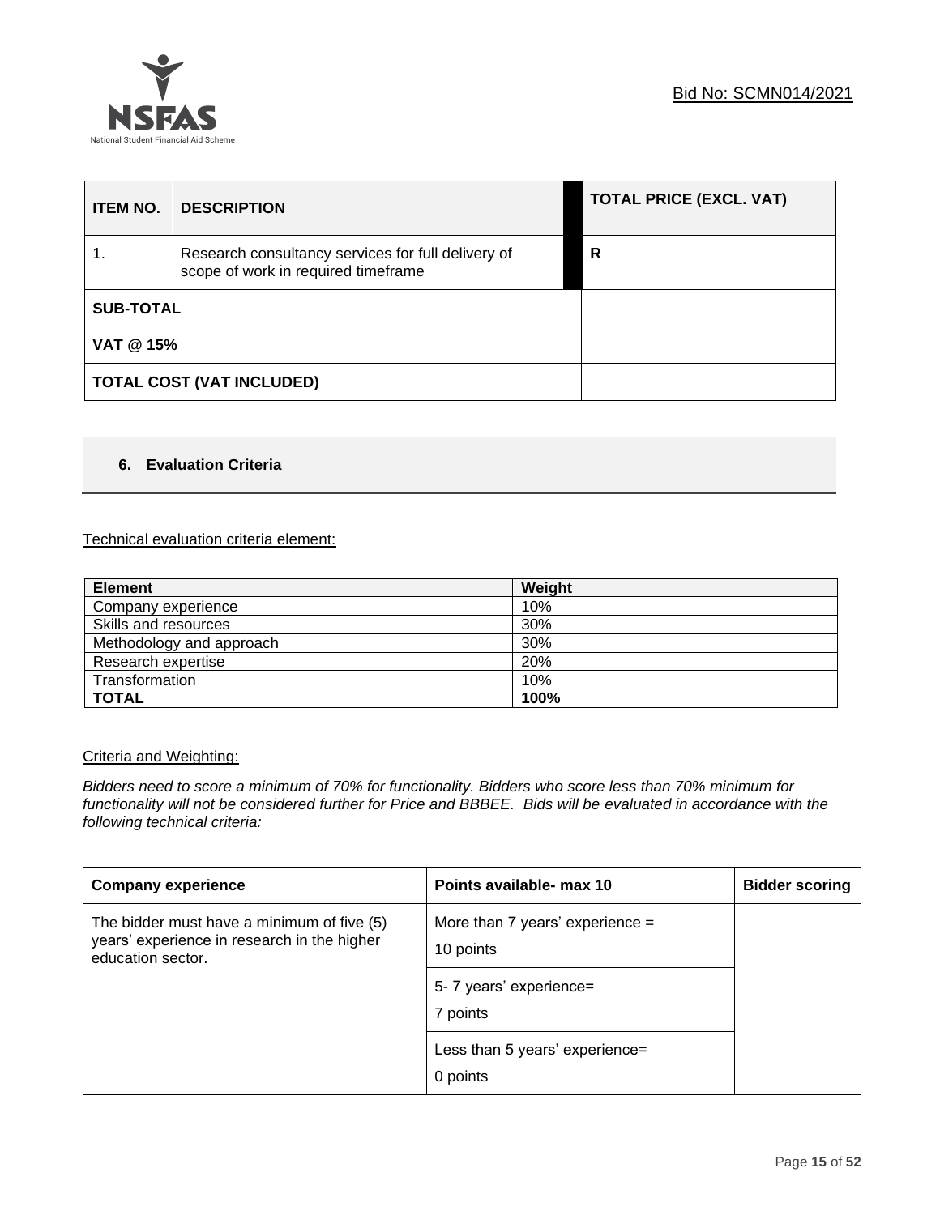| ITEM NO. | DESCRIPTION | TOTAL PRICE (EXCL. VAT) |
|---|---|---|
| 1. | Research consultancy services for full delivery of scope of work in required timeframe | R |
| SUB-TOTAL | | |
| VAT @ 15% | | |
| TOTAL COST (VAT INCLUDED) | | |

## 6. Evaluation Criteria

Technical evaluation criteria element:

| Element | Weight |
|---|---|
| Company experience | 10% |
| Skills and resources | 30% |
| Methodology and approach | 30% |
| Research expertise | 20% |
| Transformation | 10% |
| **TOTAL** | **100%** |

Criteria and Weighting:

*Bidders need to score a minimum of 70% for functionality. Bidders who score less than 70% minimum for functionality will not be considered further for Price and BBBEE. Bids will be evaluated in accordance with the following technical criteria:*

| Company experience | Points available- max 10 | Bidder scoring |
|---|---|---|
| The bidder must have a minimum of five (5) years' experience in research in the higher education sector. | More than 7 years' experience = 10 points | |
| | 5- 7 years' experience= 7 points | |
| | Less than 5 years' experience= 0 points | |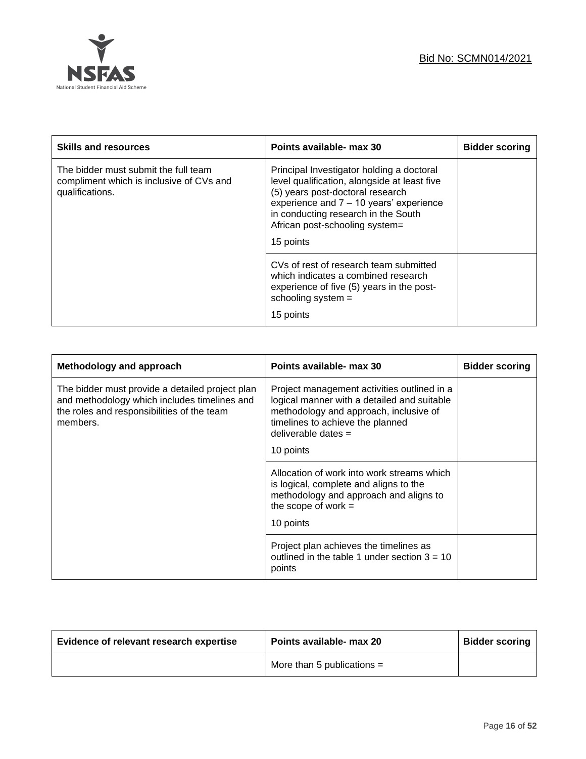| Skills and resources | Points available- max 30 | Bidder scoring |
|---|---|---|
| The bidder must submit the full team compliment which is inclusive of CVs and qualifications. | Principal Investigator holding a doctoral level qualification, alongside at least five (5) years post-doctoral research experience and 7 – 10 years' experience in conducting research in the South African post-schooling system= 15 points | |
| | CVs of rest of research team submitted which indicates a combined research experience of five (5) years in the post-schooling system = 15 points | |

| Methodology and approach | Points available- max 30 | Bidder scoring |
|---|---|---|
| The bidder must provide a detailed project plan and methodology which includes timelines and the roles and responsibilities of the team members. | Project management activities outlined in a logical manner with a detailed and suitable methodology and approach, inclusive of timelines to achieve the planned deliverable dates = 10 points | |
| | Allocation of work into work streams which is logical, complete and aligns to the methodology and approach and aligns to the scope of work = 10 points | |
| | Project plan achieves the timelines as outlined in the table 1 under section 3 = 10 points | |

| Evidence of relevant research expertise | Points available- max 20 | Bidder scoring |
|---|---|---|
| | More than 5 publications = | |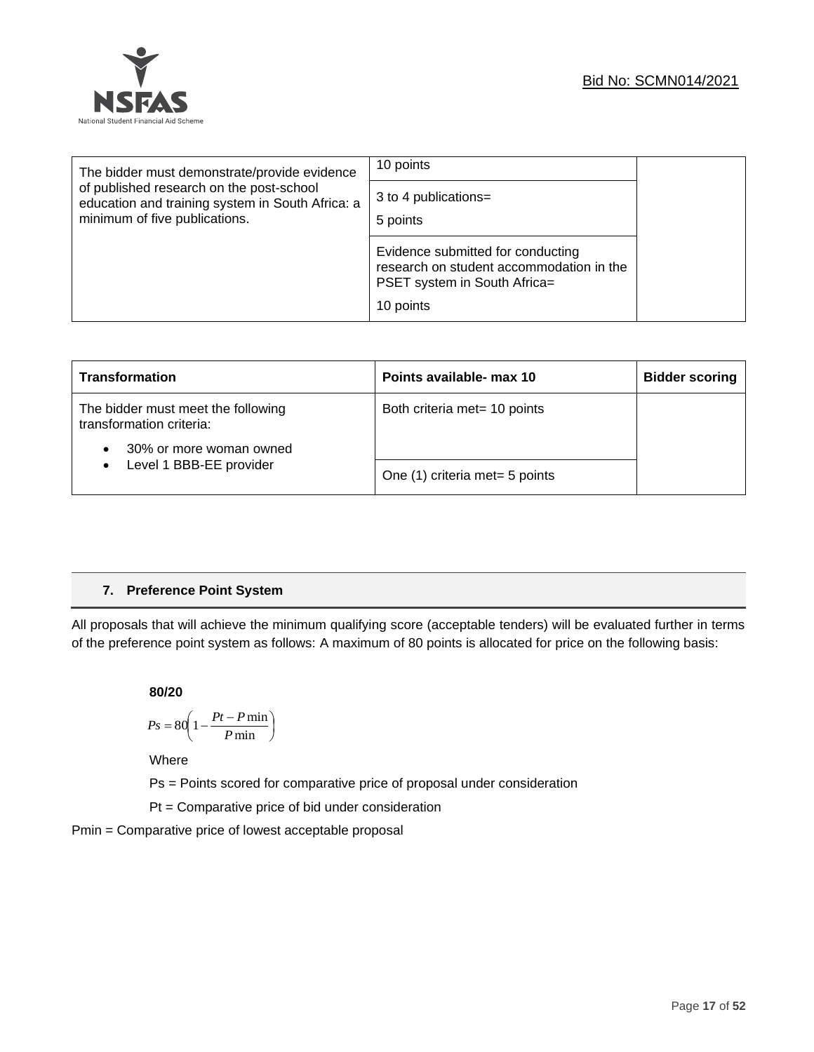| | | |
|---|---|---|
| The bidder must demonstrate/provide evidence of published research on the post-school education and training system in South Africa: a minimum of five publications. | 10 points | |
| | 3 to 4 publications=<br><br>5 points | |
| | Evidence submitted for conducting research on student accommodation in the PSET system in South Africa=<br><br>10 points | |

| Transformation | Points available- max 10 | Bidder scoring |
|---|---|---|
| The bidder must meet the following transformation criteria:<br>• 30% or more woman owned<br>• Level 1 BBB-EE provider | Both criteria met= 10 points | |
| | One (1) criteria met= 5 points | |

## 7. Preference Point System

All proposals that will achieve the minimum qualifying score (acceptable tenders) will be evaluated further in terms of the preference point system as follows: A maximum of 80 points is allocated for price on the following basis:

**80/20**

$$Ps = 80\left(1 - \frac{Pt - P\min}{P\min}\right)$$

Where

Ps = Points scored for comparative price of proposal under consideration

Pt = Comparative price of bid under consideration

Pmin = Comparative price of lowest acceptable proposal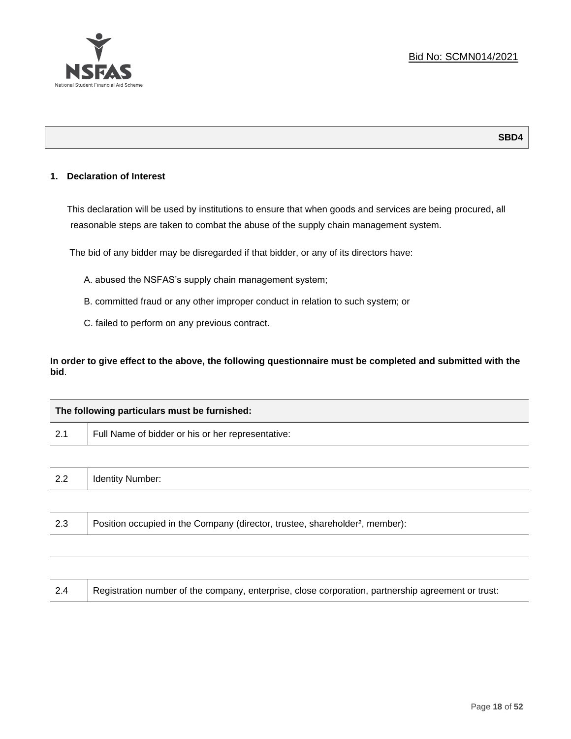Bid No: SCMN014/2021

**SBD4**

## 1. Declaration of Interest

This declaration will be used by institutions to ensure that when goods and services are being procured, all reasonable steps are taken to combat the abuse of the supply chain management system.

The bid of any bidder may be disregarded if that bidder, or any of its directors have:

A. abused the NSFAS's supply chain management system;

B. committed fraud or any other improper conduct in relation to such system; or

C. failed to perform on any previous contract.

**In order to give effect to the above, the following questionnaire must be completed and submitted with the bid**.

| **The following particulars must be furnished:** | |
|---|---|
| 2.1 | Full Name of bidder or his or her representative: |
| | |
| 2.2 | Identity Number: |
| | |
| 2.3 | Position occupied in the Company (director, trustee, shareholder[2], member): |
| | |
| 2.4 | Registration number of the company, enterprise, close corporation, partnership agreement or trust: |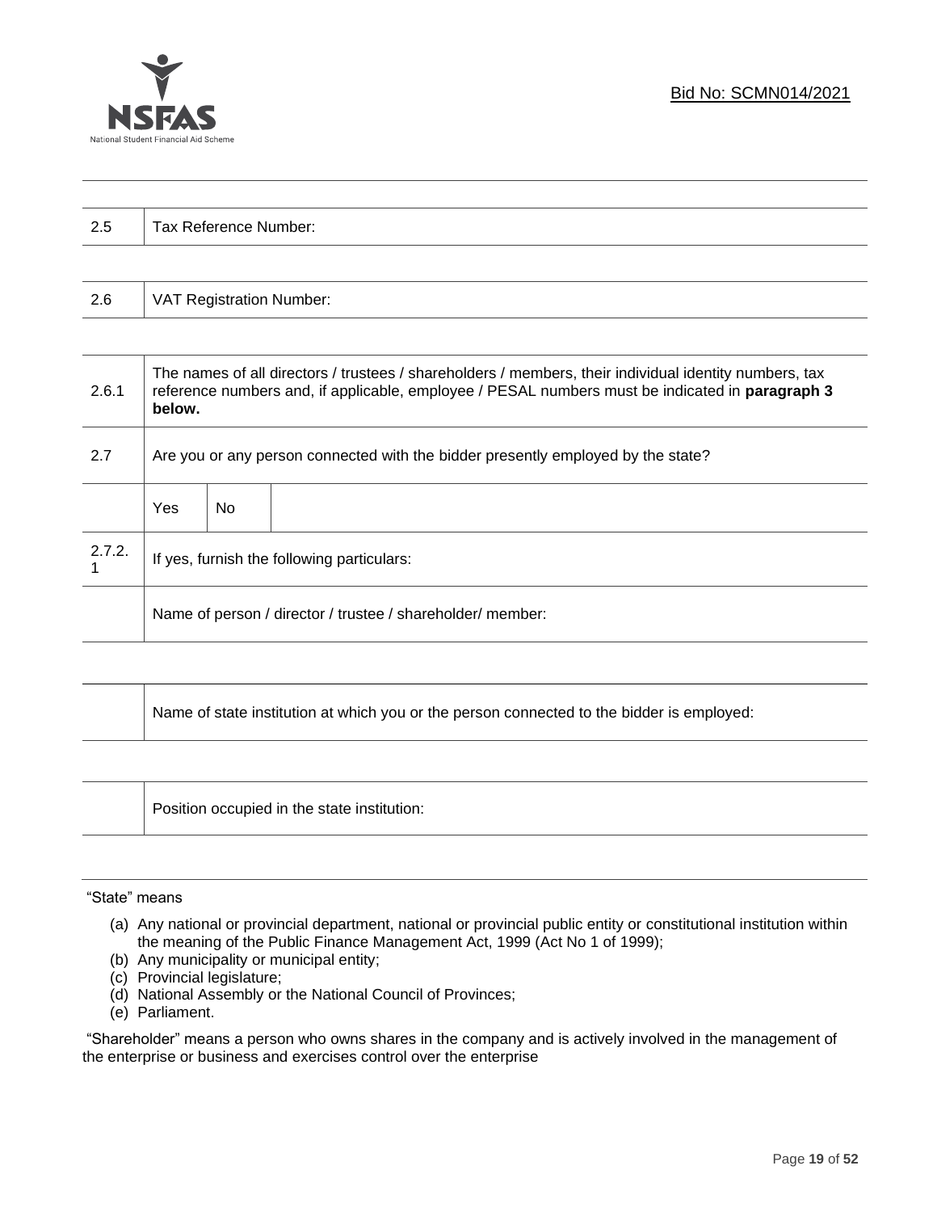| 2.5 | Tax Reference Number: |
|---|---|

| 2.6 | VAT Registration Number: |
|---|---|

| | | | |
|---|---|---|---|
| 2.6.1 | The names of all directors / trustees / shareholders / members, their individual identity numbers, tax reference numbers and, if applicable, employee / PESAL numbers must be indicated in **paragraph 3 below.** | | |
| 2.7 | Are you or any person connected with the bidder presently employed by the state? | | |
| | Yes | No | |
| 2.7.2.1 | If yes, furnish the following particulars: | | |
| | Name of person / director / trustee / shareholder/ member: | | |

| | |
|---|---|
| | Name of state institution at which you or the person connected to the bidder is employed: |

| | |
|---|---|
| | Position occupied in the state institution: |

"State" means

(a) Any national or provincial department, national or provincial public entity or constitutional institution within the meaning of the Public Finance Management Act, 1999 (Act No 1 of 1999);
(b) Any municipality or municipal entity;
(c) Provincial legislature;
(d) National Assembly or the National Council of Provinces;
(e) Parliament.

"Shareholder" means a person who owns shares in the company and is actively involved in the management of the enterprise or business and exercises control over the enterprise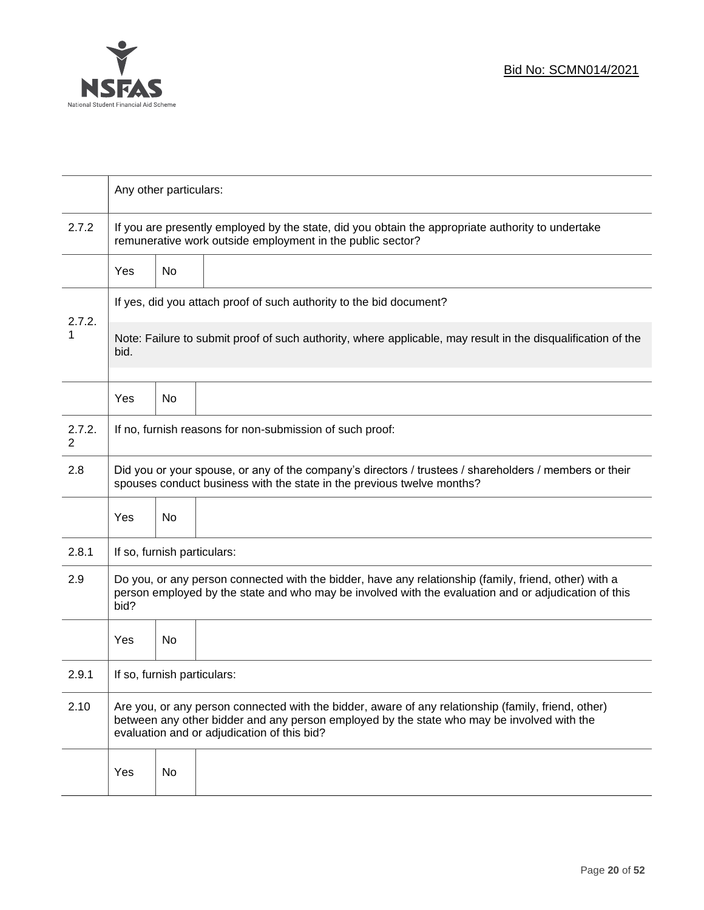|  | Any other particulars: | | |
|---|---|---|---|
| 2.7.2 | If you are presently employed by the state, did you obtain the appropriate authority to undertake remunerative work outside employment in the public sector? | | |
|  | Yes | No | |
| 2.7.2.1 | If yes, did you attach proof of such authority to the bid document? Note: Failure to submit proof of such authority, where applicable, may result in the disqualification of the bid. | | |
|  | Yes | No | |
| 2.7.2.2 | If no, furnish reasons for non-submission of such proof: | | |
| 2.8 | Did you or your spouse, or any of the company's directors / trustees / shareholders / members or their spouses conduct business with the state in the previous twelve months? | | |
|  | Yes | No | |
| 2.8.1 | If so, furnish particulars: | | |
| 2.9 | Do you, or any person connected with the bidder, have any relationship (family, friend, other) with a person employed by the state and who may be involved with the evaluation and or adjudication of this bid? | | |
|  | Yes | No | |
| 2.9.1 | If so, furnish particulars: | | |
| 2.10 | Are you, or any person connected with the bidder, aware of any relationship (family, friend, other) between any other bidder and any person employed by the state who may be involved with the evaluation and or adjudication of this bid? | | |
|  | Yes | No | |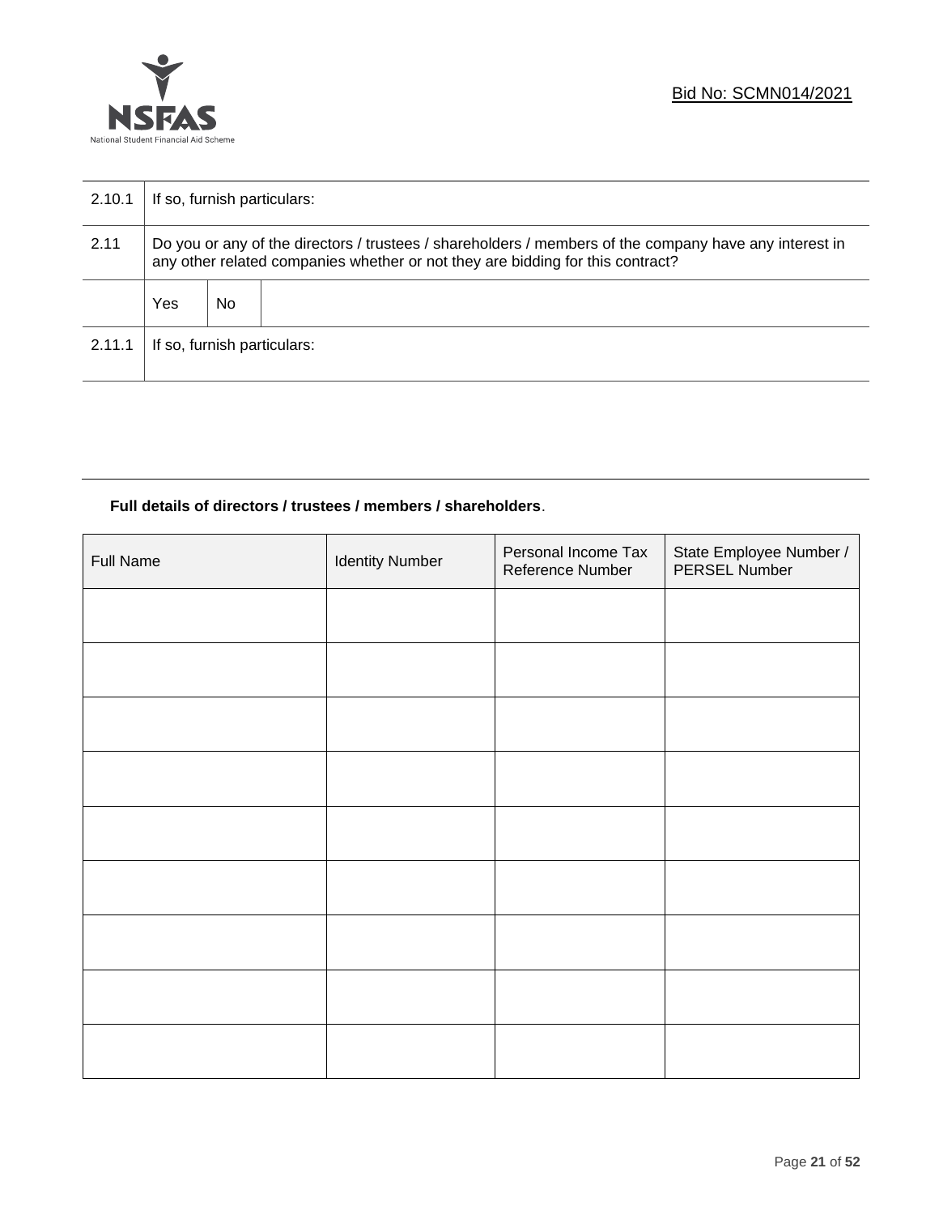| | | | |
|---|---|---|---|
| 2.10.1 | If so, furnish particulars: | | |
| 2.11 | Do you or any of the directors / trustees / shareholders / members of the company have any interest in any other related companies whether or not they are bidding for this contract? | | |
| | Yes | No | |
| 2.11.1 | If so, furnish particulars: | | |

**Full details of directors / trustees / members / shareholders**.

| Full Name | Identity Number | Personal Income Tax Reference Number | State Employee Number / PERSEL Number |
|---|---|---|---|
| | | | |
| | | | |
| | | | |
| | | | |
| | | | |
| | | | |
| | | | |
| | | | |
| | | | |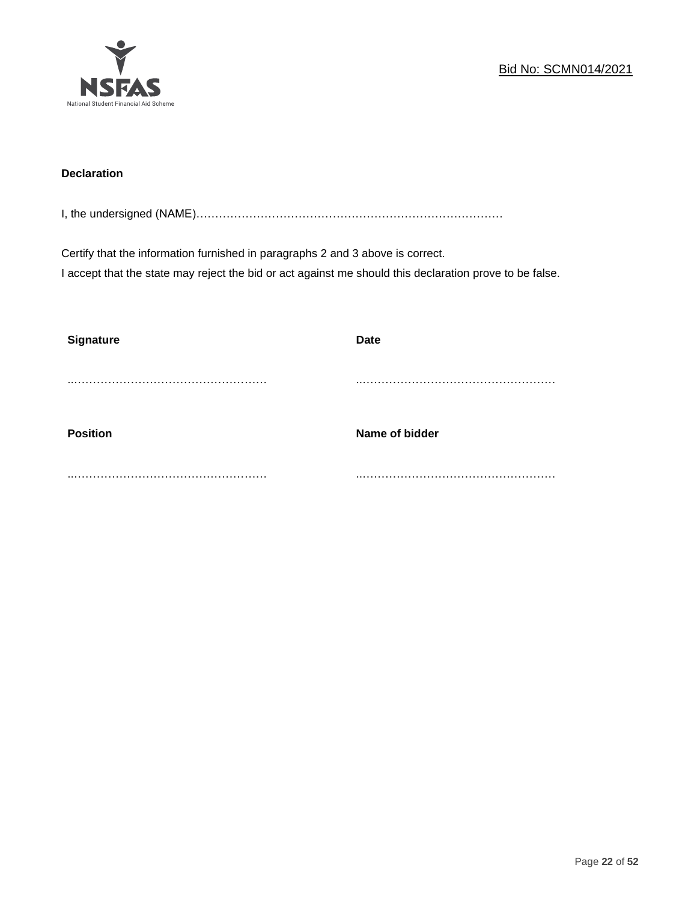**Declaration**

I, the undersigned (NAME)…………………………………………………………………………

Certify that the information furnished in paragraphs 2 and 3 above is correct.
I accept that the state may reject the bid or act against me should this declaration prove to be false.

| **Signature** | **Date** |
|---|---|
| ..…………………………………………… | ..…………………………………………… |
| **Position** | **Name of bidder** |
| ..…………………………………………… | ..…………………………………………… |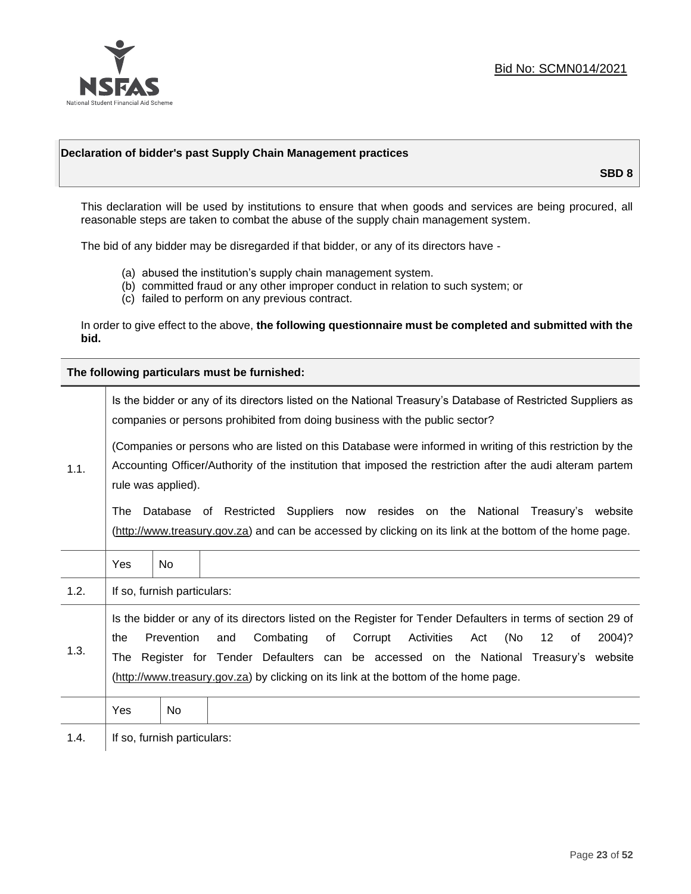Bid No: SCMN014/2021

**Declaration of bidder's past Supply Chain Management practices**

**SBD 8**

This declaration will be used by institutions to ensure that when goods and services are being procured, all reasonable steps are taken to combat the abuse of the supply chain management system.

The bid of any bidder may be disregarded if that bidder, or any of its directors have -

(a) abused the institution's supply chain management system.
(b) committed fraud or any other improper conduct in relation to such system; or
(c) failed to perform on any previous contract.

In order to give effect to the above, **the following questionnaire must be completed and submitted with the bid.**

| **The following particulars must be furnished:** | |
|---|---|
| 1.1. | Is the bidder or any of its directors listed on the National Treasury's Database of Restricted Suppliers as companies or persons prohibited from doing business with the public sector?<br><br>(Companies or persons who are listed on this Database were informed in writing of this restriction by the Accounting Officer/Authority of the institution that imposed the restriction after the audi alteram partem rule was applied).<br><br>The Database of Restricted Suppliers now resides on the National Treasury's website (http://www.treasury.gov.za) and can be accessed by clicking on its link at the bottom of the home page. |
| | Yes \| No |
| 1.2. | If so, furnish particulars: |
| 1.3. | Is the bidder or any of its directors listed on the Register for Tender Defaulters in terms of section 29 of the Prevention and Combating of Corrupt Activities Act (No 12 of 2004)? The Register for Tender Defaulters can be accessed on the National Treasury's website (http://www.treasury.gov.za) by clicking on its link at the bottom of the home page. |
| | Yes \| No |
| 1.4. | If so, furnish particulars: |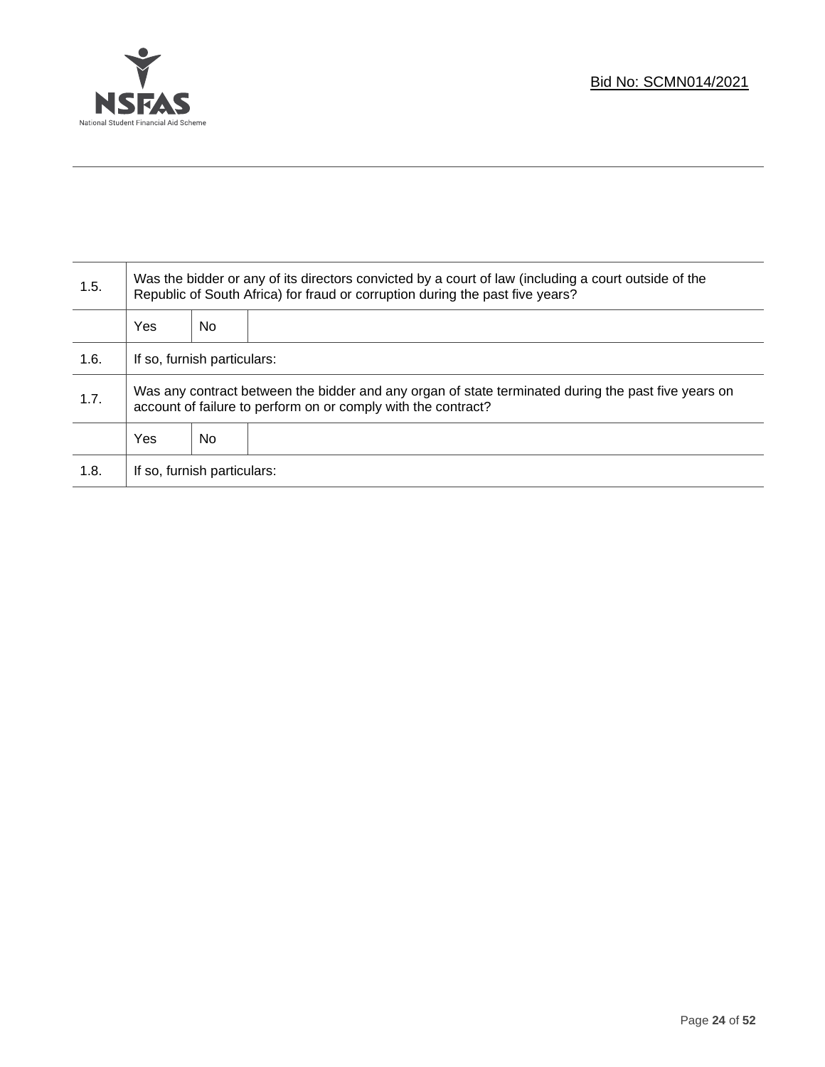| | | | |
|---|---|---|---|
| 1.5. | Was the bidder or any of its directors convicted by a court of law (including a court outside of the Republic of South Africa) for fraud or corruption during the past five years? | | |
| | Yes | No | |
| 1.6. | If so, furnish particulars: | | |
| 1.7. | Was any contract between the bidder and any organ of state terminated during the past five years on account of failure to perform on or comply with the contract? | | |
| | Yes | No | |
| 1.8. | If so, furnish particulars: | | |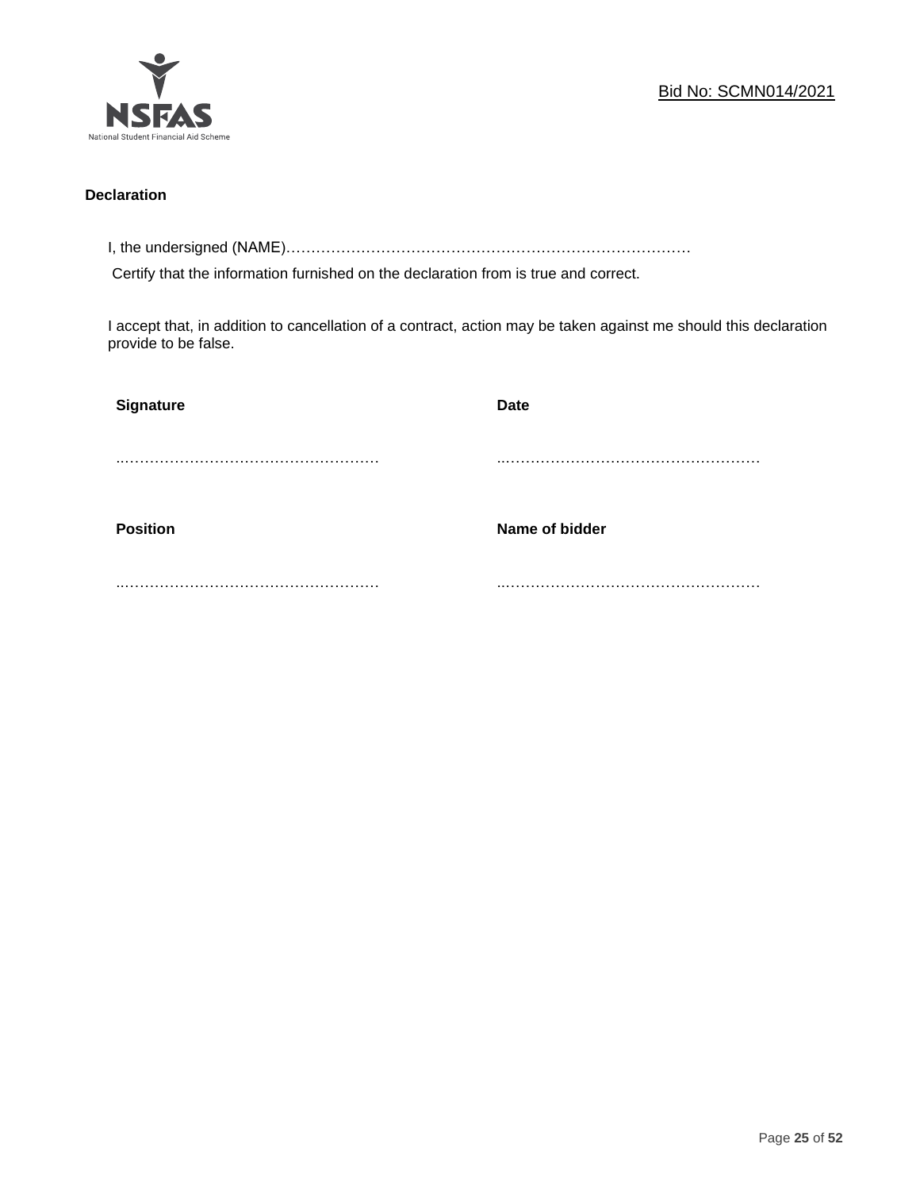**Declaration**

I, the undersigned (NAME)………………………………………………………………………

Certify that the information furnished on the declaration from is true and correct.

I accept that, in addition to cancellation of a contract, action may be taken against me should this declaration provide to be false.

| **Signature** | **Date** |
|---|---|
| ……………………………………………… | ……………………………………………… |
| **Position** | **Name of bidder** |
| ……………………………………………… | ……………………………………………… |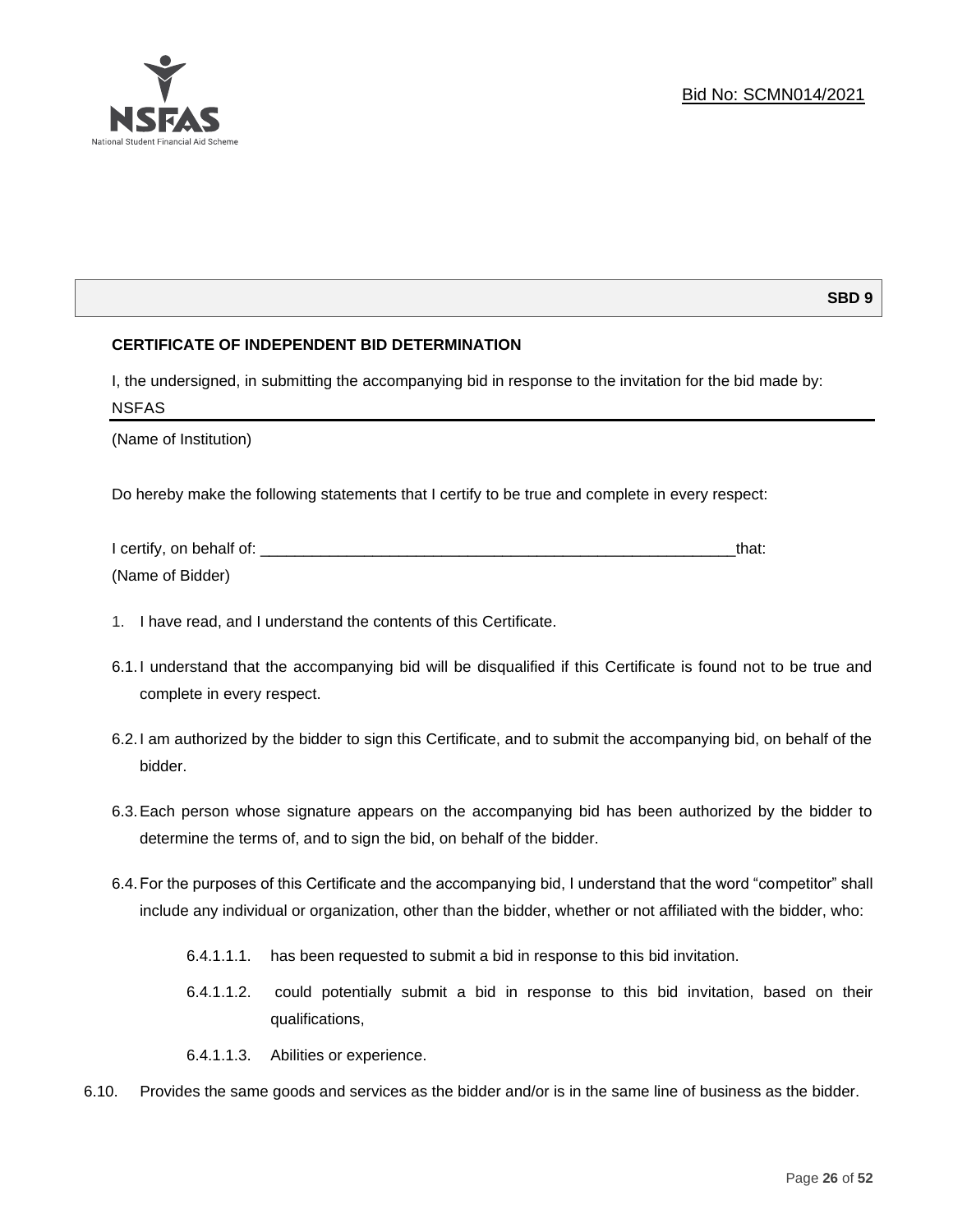**SBD 9**

**CERTIFICATE OF INDEPENDENT BID DETERMINATION**

I, the undersigned, in submitting the accompanying bid in response to the invitation for the bid made by:

NSFAS

(Name of Institution)

Do hereby make the following statements that I certify to be true and complete in every respect:

I certify, on behalf of: ___________________________________________________________that:

(Name of Bidder)

1. I have read, and I understand the contents of this Certificate.

6.1. I understand that the accompanying bid will be disqualified if this Certificate is found not to be true and complete in every respect.

6.2. I am authorized by the bidder to sign this Certificate, and to submit the accompanying bid, on behalf of the bidder.

6.3. Each person whose signature appears on the accompanying bid has been authorized by the bidder to determine the terms of, and to sign the bid, on behalf of the bidder.

6.4. For the purposes of this Certificate and the accompanying bid, I understand that the word "competitor" shall include any individual or organization, other than the bidder, whether or not affiliated with the bidder, who:

6.4.1.1.1. has been requested to submit a bid in response to this bid invitation.

6.4.1.1.2. could potentially submit a bid in response to this bid invitation, based on their qualifications,

6.4.1.1.3. Abilities or experience.

6.10. Provides the same goods and services as the bidder and/or is in the same line of business as the bidder.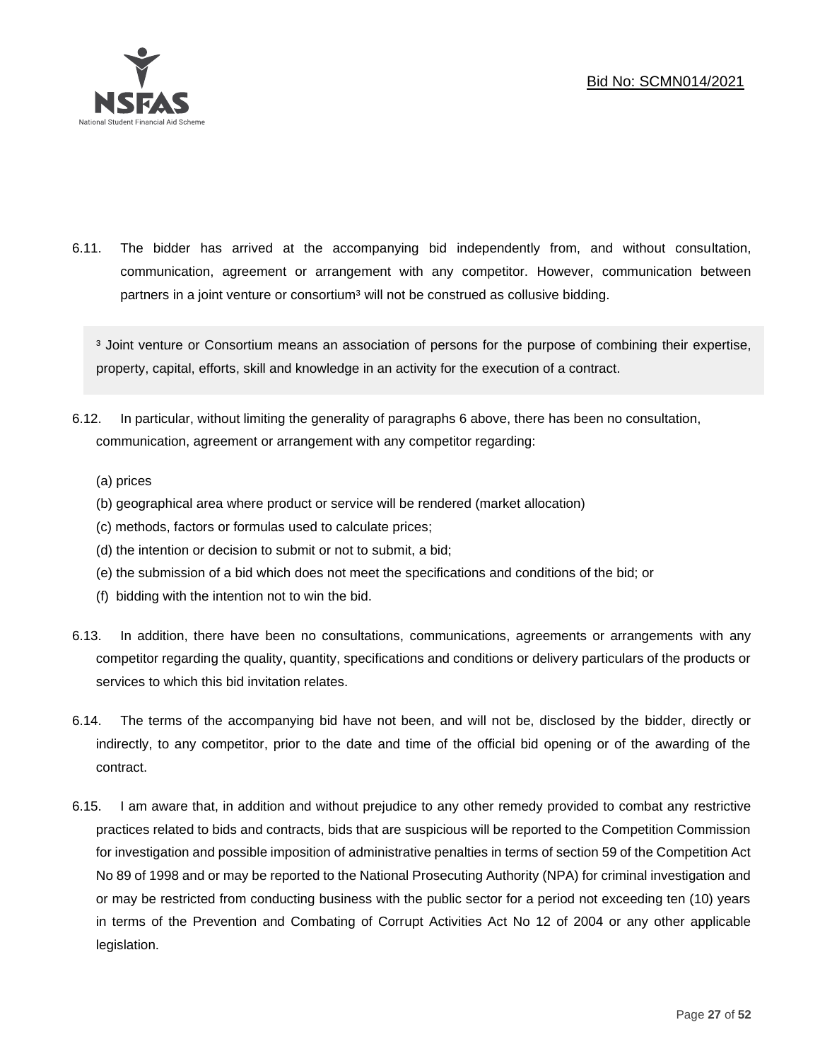6.11. The bidder has arrived at the accompanying bid independently from, and without consultation, communication, agreement or arrangement with any competitor. However, communication between partners in a joint venture or consortium[3] will not be construed as collusive bidding.

> [3] Joint venture or Consortium means an association of persons for the purpose of combining their expertise, property, capital, efforts, skill and knowledge in an activity for the execution of a contract.

6.12. In particular, without limiting the generality of paragraphs 6 above, there has been no consultation, communication, agreement or arrangement with any competitor regarding:

(a) prices
(b) geographical area where product or service will be rendered (market allocation)
(c) methods, factors or formulas used to calculate prices;
(d) the intention or decision to submit or not to submit, a bid;
(e) the submission of a bid which does not meet the specifications and conditions of the bid; or
(f) bidding with the intention not to win the bid.

6.13. In addition, there have been no consultations, communications, agreements or arrangements with any competitor regarding the quality, quantity, specifications and conditions or delivery particulars of the products or services to which this bid invitation relates.

6.14. The terms of the accompanying bid have not been, and will not be, disclosed by the bidder, directly or indirectly, to any competitor, prior to the date and time of the official bid opening or of the awarding of the contract.

6.15. I am aware that, in addition and without prejudice to any other remedy provided to combat any restrictive practices related to bids and contracts, bids that are suspicious will be reported to the Competition Commission for investigation and possible imposition of administrative penalties in terms of section 59 of the Competition Act No 89 of 1998 and or may be reported to the National Prosecuting Authority (NPA) for criminal investigation and or may be restricted from conducting business with the public sector for a period not exceeding ten (10) years in terms of the Prevention and Combating of Corrupt Activities Act No 12 of 2004 or any other applicable legislation.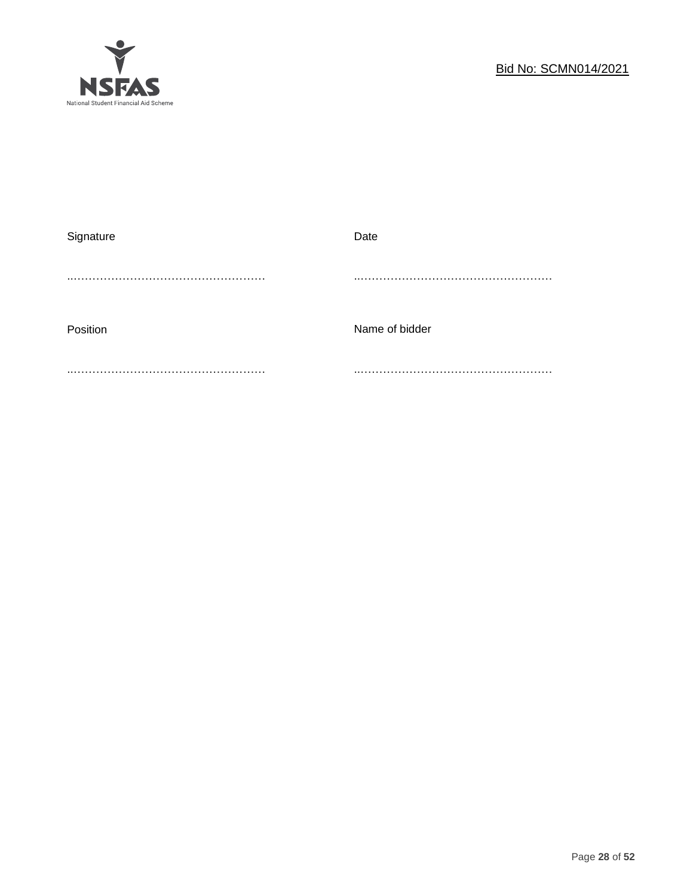| Signature | Date |
|---|---|
| ..……………………………………………… | ..……………………………………………… |
| Position | Name of bidder |
| ..……………………………………………… | ..……………………………………………… |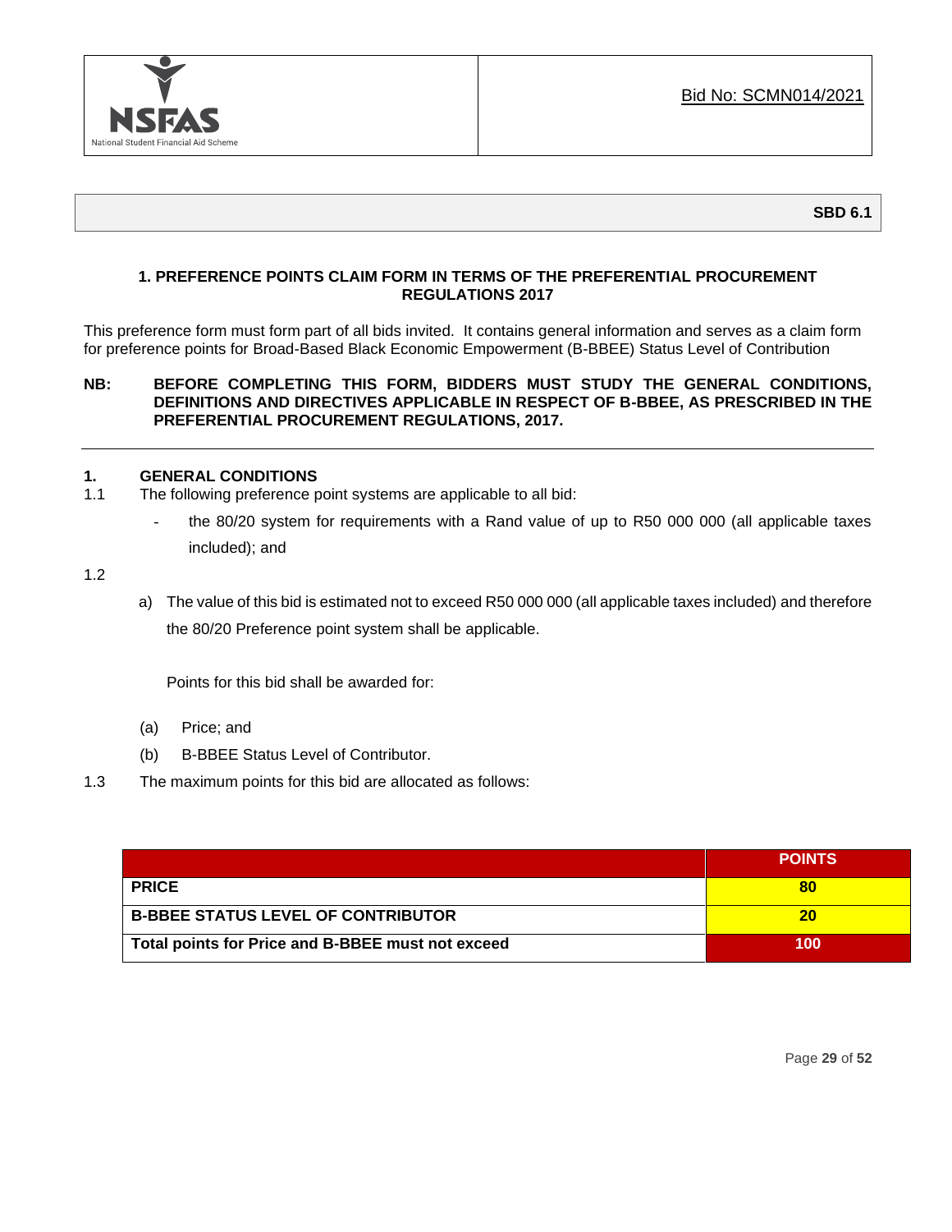Bid No: SCMN014/2021

**SBD 6.1**

**1. PREFERENCE POINTS CLAIM FORM IN TERMS OF THE PREFERENTIAL PROCUREMENT REGULATIONS 2017**

This preference form must form part of all bids invited. It contains general information and serves as a claim form for preference points for Broad-Based Black Economic Empowerment (B-BBEE) Status Level of Contribution

**NB: BEFORE COMPLETING THIS FORM, BIDDERS MUST STUDY THE GENERAL CONDITIONS, DEFINITIONS AND DIRECTIVES APPLICABLE IN RESPECT OF B-BBEE, AS PRESCRIBED IN THE PREFERENTIAL PROCUREMENT REGULATIONS, 2017.**

---

## 1. GENERAL CONDITIONS

1.1 The following preference point systems are applicable to all bid:

- the 80/20 system for requirements with a Rand value of up to R50 000 000 (all applicable taxes included); and

1.2

a) The value of this bid is estimated not to exceed R50 000 000 (all applicable taxes included) and therefore the 80/20 Preference point system shall be applicable.

Points for this bid shall be awarded for:

(a) Price; and

(b) B-BBEE Status Level of Contributor.

1.3 The maximum points for this bid are allocated as follows:

| | POINTS |
|---|---|
| **PRICE** | **80** |
| **B-BBEE STATUS LEVEL OF CONTRIBUTOR** | **20** |
| **Total points for Price and B-BBEE must not exceed** | **100** |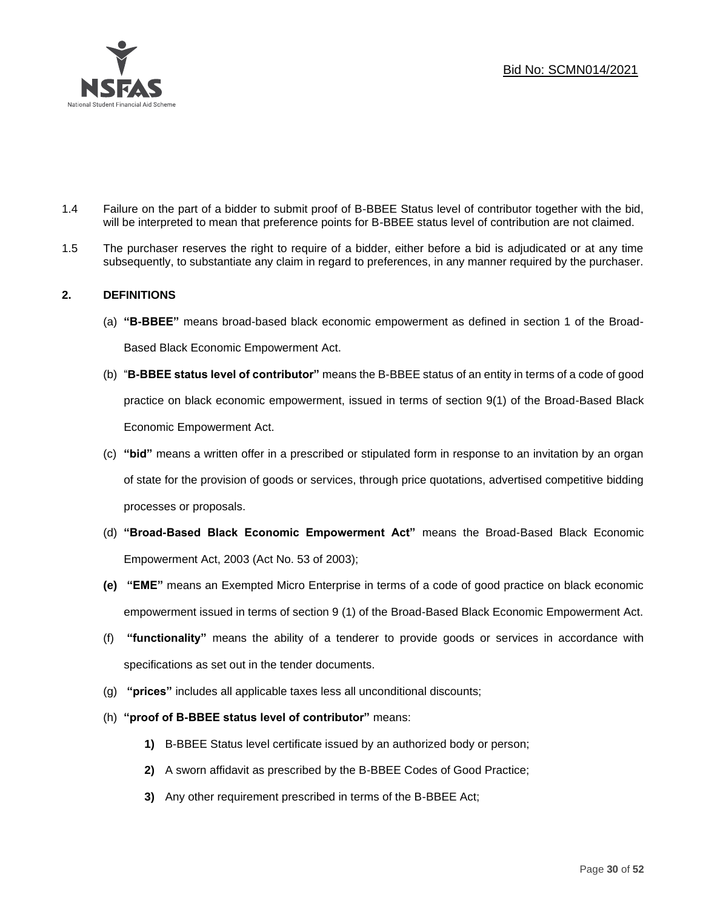1.4 Failure on the part of a bidder to submit proof of B-BBEE Status level of contributor together with the bid, will be interpreted to mean that preference points for B-BBEE status level of contribution are not claimed.

1.5 The purchaser reserves the right to require of a bidder, either before a bid is adjudicated or at any time subsequently, to substantiate any claim in regard to preferences, in any manner required by the purchaser.

## 2. DEFINITIONS

(a) **"B-BBEE"** means broad-based black economic empowerment as defined in section 1 of the Broad-Based Black Economic Empowerment Act.

(b) "**B-BBEE status level of contributor"** means the B-BBEE status of an entity in terms of a code of good practice on black economic empowerment, issued in terms of section 9(1) of the Broad-Based Black Economic Empowerment Act.

(c) **"bid"** means a written offer in a prescribed or stipulated form in response to an invitation by an organ of state for the provision of goods or services, through price quotations, advertised competitive bidding processes or proposals.

(d) **"Broad-Based Black Economic Empowerment Act"** means the Broad-Based Black Economic Empowerment Act, 2003 (Act No. 53 of 2003);

**(e)** **"EME"** means an Exempted Micro Enterprise in terms of a code of good practice on black economic empowerment issued in terms of section 9 (1) of the Broad-Based Black Economic Empowerment Act.

(f) **"functionality"** means the ability of a tenderer to provide goods or services in accordance with specifications as set out in the tender documents.

(g) **"prices"** includes all applicable taxes less all unconditional discounts;

(h) **"proof of B-BBEE status level of contributor"** means:

**1)** B-BBEE Status level certificate issued by an authorized body or person;

**2)** A sworn affidavit as prescribed by the B-BBEE Codes of Good Practice;

**3)** Any other requirement prescribed in terms of the B-BBEE Act;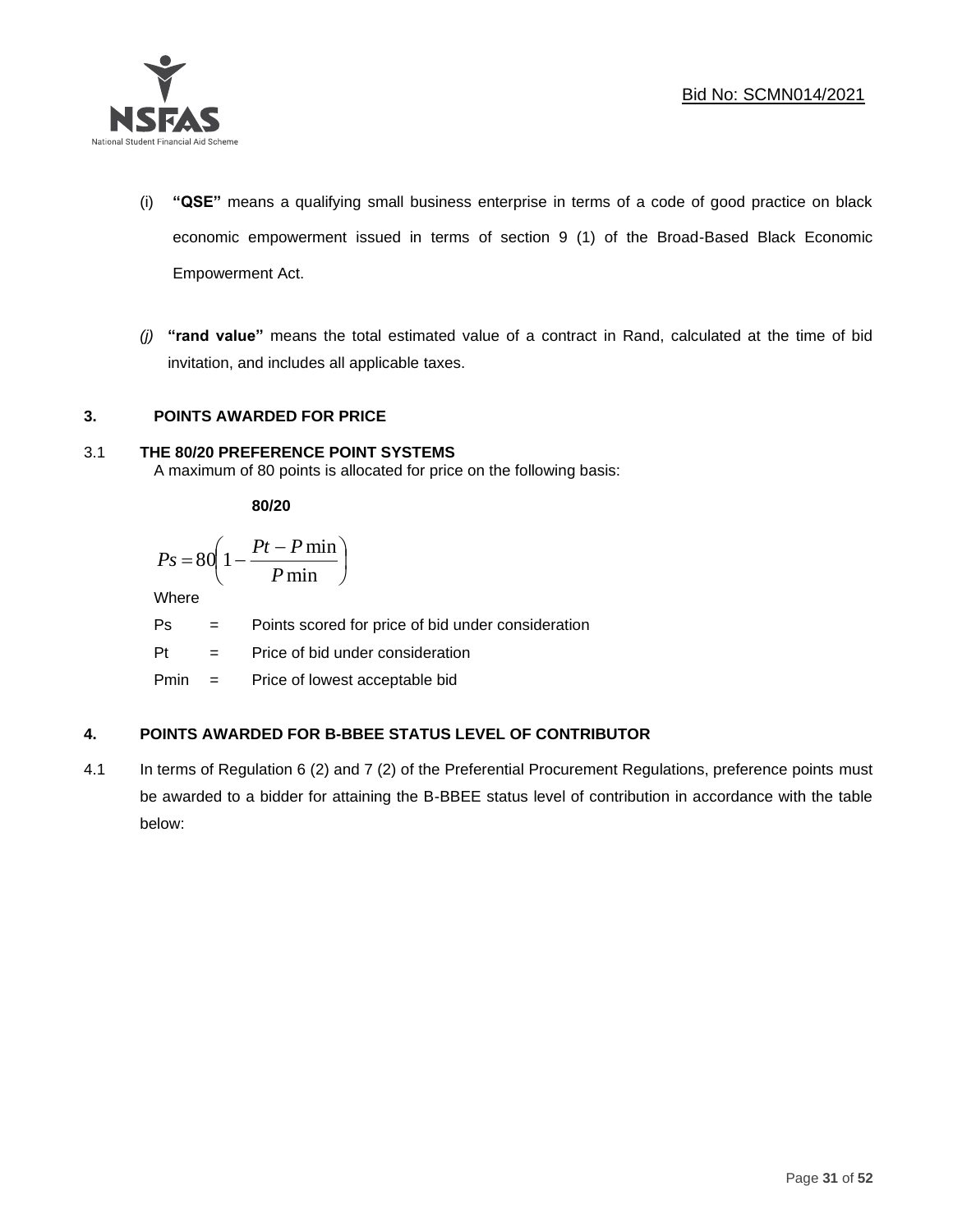(i) **"QSE"** means a qualifying small business enterprise in terms of a code of good practice on black economic empowerment issued in terms of section 9 (1) of the Broad-Based Black Economic Empowerment Act.

*(j)* **"rand value"** means the total estimated value of a contract in Rand, calculated at the time of bid invitation, and includes all applicable taxes.

## 3. POINTS AWARDED FOR PRICE

### 3.1 THE 80/20 PREFERENCE POINT SYSTEMS

A maximum of 80 points is allocated for price on the following basis:

**80/20**

$$Ps = 80\left(1 - \frac{Pt - P\min}{P\min}\right)$$

Where

Ps = Points scored for price of bid under consideration

Pt = Price of bid under consideration

Pmin = Price of lowest acceptable bid

## 4. POINTS AWARDED FOR B-BBEE STATUS LEVEL OF CONTRIBUTOR

4.1 In terms of Regulation 6 (2) and 7 (2) of the Preferential Procurement Regulations, preference points must be awarded to a bidder for attaining the B-BBEE status level of contribution in accordance with the table below: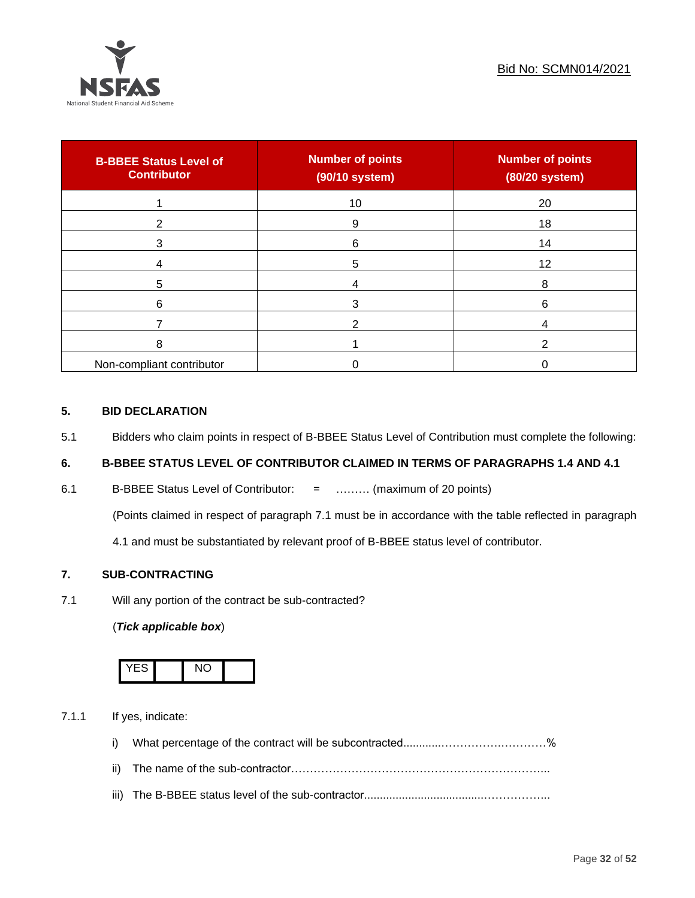Bid No: SCMN014/2021

| B-BBEE Status Level of Contributor | Number of points (90/10 system) | Number of points (80/20 system) |
|---|---|---|
| 1 | 10 | 20 |
| 2 | 9 | 18 |
| 3 | 6 | 14 |
| 4 | 5 | 12 |
| 5 | 4 | 8 |
| 6 | 3 | 6 |
| 7 | 2 | 4 |
| 8 | 1 | 2 |
| Non-compliant contributor | 0 | 0 |

**5. BID DECLARATION**

5.1 Bidders who claim points in respect of B-BBEE Status Level of Contribution must complete the following:

**6. B-BBEE STATUS LEVEL OF CONTRIBUTOR CLAIMED IN TERMS OF PARAGRAPHS 1.4 AND 4.1**

6.1 B-BBEE Status Level of Contributor: = ……… (maximum of 20 points)

(Points claimed in respect of paragraph 7.1 must be in accordance with the table reflected in paragraph 4.1 and must be substantiated by relevant proof of B-BBEE status level of contributor.

**7. SUB-CONTRACTING**

7.1 Will any portion of the contract be sub-contracted?

(***Tick applicable box***)

| YES | | NO | |
|---|---|---|---|

7.1.1 If yes, indicate:

i) What percentage of the contract will be subcontracted............…………….…………%

ii) The name of the sub-contractor…………………………………………………………..

iii) The B-BBEE status level of the sub-contractor......................................……………..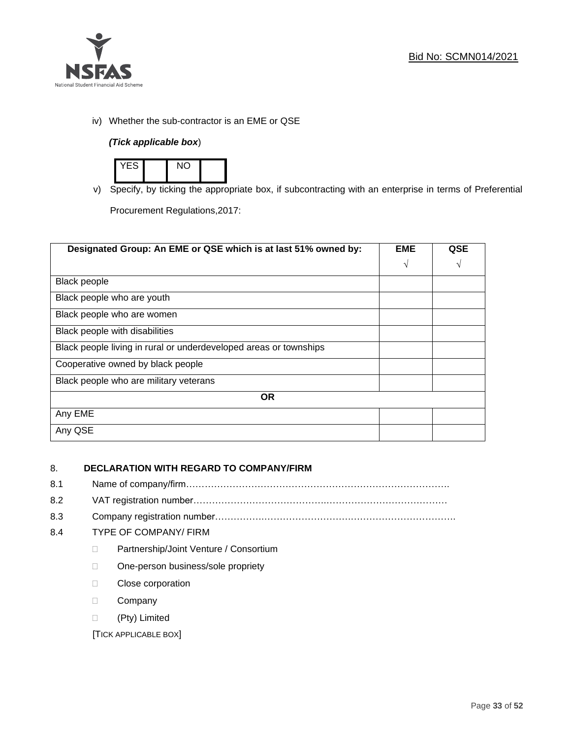iv) Whether the sub-contractor is an EME or QSE

*(Tick applicable box*)

| YES | | NO | |
|---|---|---|---|

v) Specify, by ticking the appropriate box, if subcontracting with an enterprise in terms of Preferential Procurement Regulations,2017:

| Designated Group: An EME or QSE which is at last 51% owned by: | EME √ | QSE √ |
|---|---|---|
| Black people | | |
| Black people who are youth | | |
| Black people who are women | | |
| Black people with disabilities | | |
| Black people living in rural or underdeveloped areas or townships | | |
| Cooperative owned by black people | | |
| Black people who are military veterans | | |
| **OR** | | |
| Any EME | | |
| Any QSE | | |

8. **DECLARATION WITH REGARD TO COMPANY/FIRM**

8.1 Name of company/firm…………………………………………………………………………….

8.2 VAT registration number……………………………………….…………………………………

8.3 Company registration number…………….……………………….…………………………….

8.4 TYPE OF COMPANY/ FIRM

- ☐ Partnership/Joint Venture / Consortium
- ☐ One-person business/sole propriety
- ☐ Close corporation
- ☐ Company
- ☐ (Pty) Limited

[TICK APPLICABLE BOX]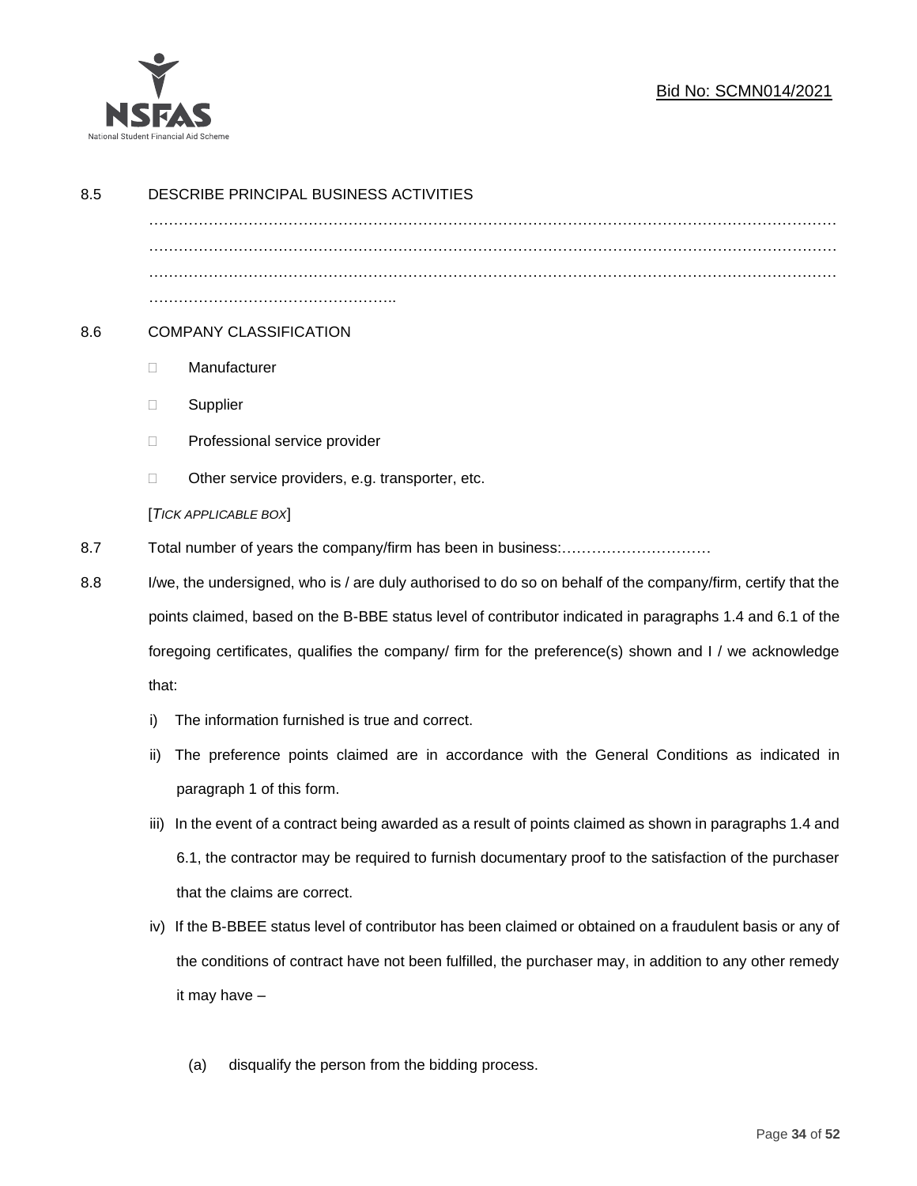8.5 DESCRIBE PRINCIPAL BUSINESS ACTIVITIES

…………………………………………………………………………………………………………………………
…………………………………………………………………………………………………………………………
…………………………………………………………………………………………………………………………
…………………………………………..

8.6 COMPANY CLASSIFICATION

- Manufacturer
- Supplier
- Professional service provider
- Other service providers, e.g. transporter, etc.

[*TICK APPLICABLE BOX*]

8.7 Total number of years the company/firm has been in business:…………………………

8.8 I/we, the undersigned, who is / are duly authorised to do so on behalf of the company/firm, certify that the points claimed, based on the B-BBE status level of contributor indicated in paragraphs 1.4 and 6.1 of the foregoing certificates, qualifies the company/ firm for the preference(s) shown and I / we acknowledge that:

i) The information furnished is true and correct.

ii) The preference points claimed are in accordance with the General Conditions as indicated in paragraph 1 of this form.

iii) In the event of a contract being awarded as a result of points claimed as shown in paragraphs 1.4 and 6.1, the contractor may be required to furnish documentary proof to the satisfaction of the purchaser that the claims are correct.

iv) If the B-BBEE status level of contributor has been claimed or obtained on a fraudulent basis or any of the conditions of contract have not been fulfilled, the purchaser may, in addition to any other remedy it may have –

(a) disqualify the person from the bidding process.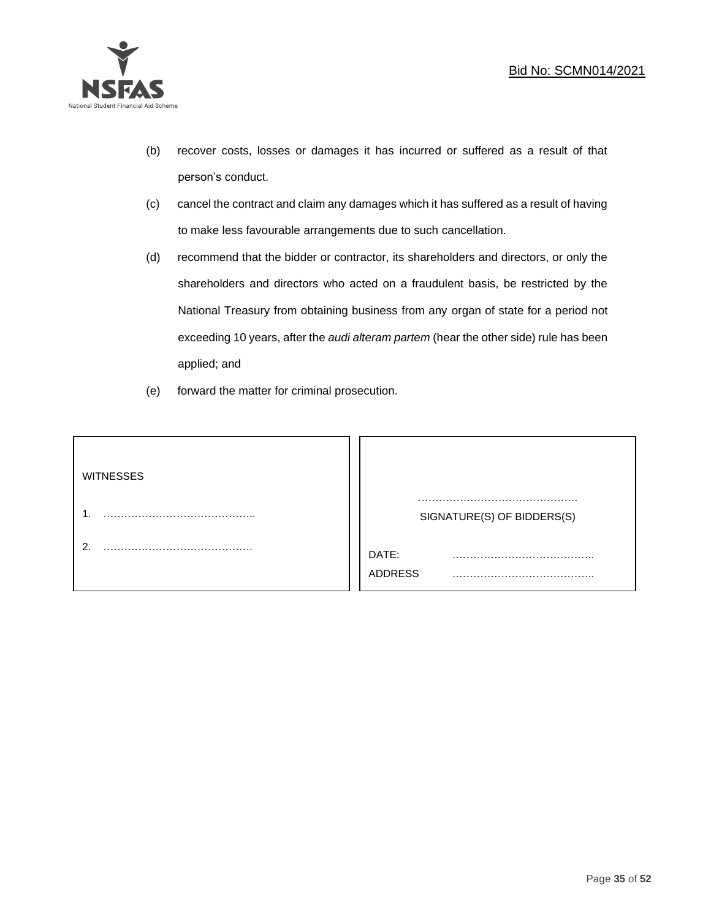(b) recover costs, losses or damages it has incurred or suffered as a result of that person's conduct.

(c) cancel the contract and claim any damages which it has suffered as a result of having to make less favourable arrangements due to such cancellation.

(d) recommend that the bidder or contractor, its shareholders and directors, or only the shareholders and directors who acted on a fraudulent basis, be restricted by the National Treasury from obtaining business from any organ of state for a period not exceeding 10 years, after the *audi alteram partem* (hear the other side) rule has been applied; and

(e) forward the matter for criminal prosecution.

| WITNESSES | |
|---|---|
| 1. …………………………………….. | ………………………………………. SIGNATURE(S) OF BIDDERS(S) |
| 2. ……………………………………. | DATE: ………………………………….. |
| | ADDRESS ………………………………….. |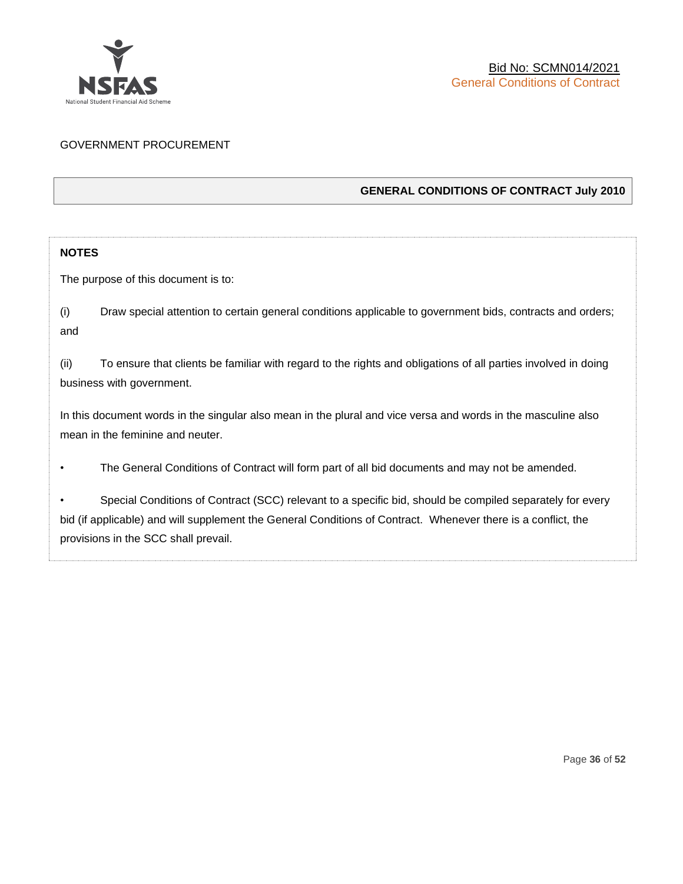GOVERNMENT PROCUREMENT

## GENERAL CONDITIONS OF CONTRACT July 2010

**NOTES**

The purpose of this document is to:

(i) Draw special attention to certain general conditions applicable to government bids, contracts and orders; and

(ii) To ensure that clients be familiar with regard to the rights and obligations of all parties involved in doing business with government.

In this document words in the singular also mean in the plural and vice versa and words in the masculine also mean in the feminine and neuter.

- The General Conditions of Contract will form part of all bid documents and may not be amended.

- Special Conditions of Contract (SCC) relevant to a specific bid, should be compiled separately for every bid (if applicable) and will supplement the General Conditions of Contract. Whenever there is a conflict, the provisions in the SCC shall prevail.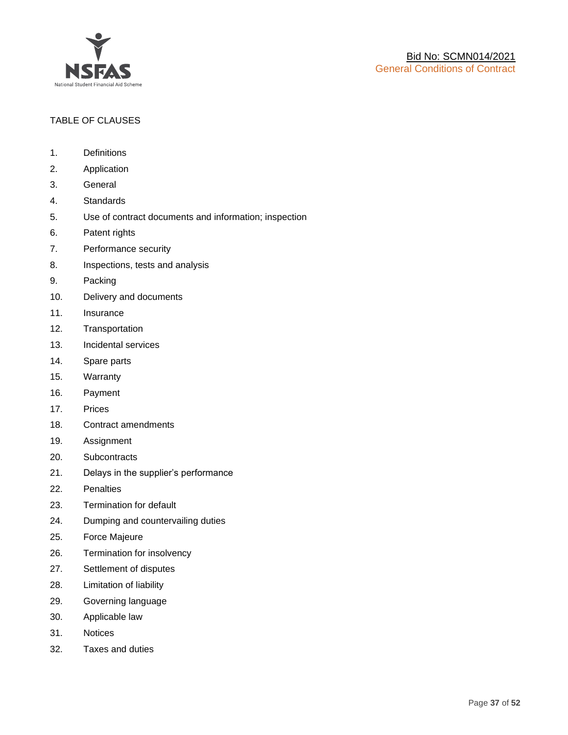TABLE OF CLAUSES

1. Definitions
2. Application
3. General
4. Standards
5. Use of contract documents and information; inspection
6. Patent rights
7. Performance security
8. Inspections, tests and analysis
9. Packing
10. Delivery and documents
11. Insurance
12. Transportation
13. Incidental services
14. Spare parts
15. Warranty
16. Payment
17. Prices
18. Contract amendments
19. Assignment
20. Subcontracts
21. Delays in the supplier's performance
22. Penalties
23. Termination for default
24. Dumping and countervailing duties
25. Force Majeure
26. Termination for insolvency
27. Settlement of disputes
28. Limitation of liability
29. Governing language
30. Applicable law
31. Notices
32. Taxes and duties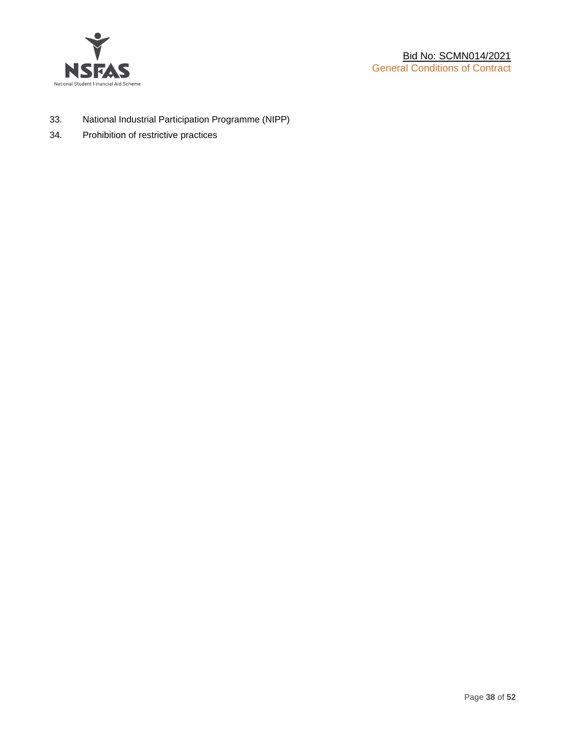33. National Industrial Participation Programme (NIPP)
34. Prohibition of restrictive practices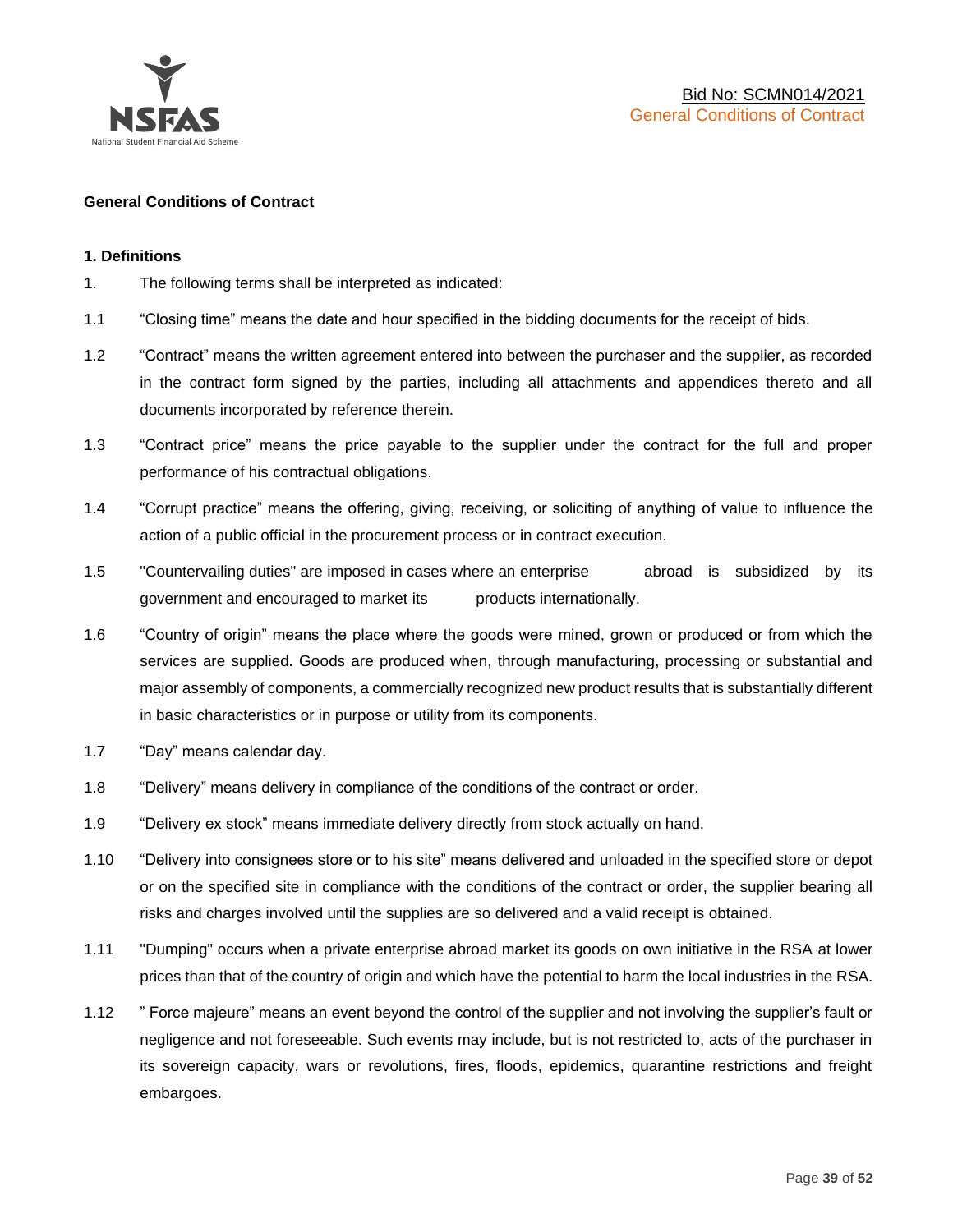**General Conditions of Contract**

**1. Definitions**

1. The following terms shall be interpreted as indicated:

1.1 "Closing time" means the date and hour specified in the bidding documents for the receipt of bids.

1.2 "Contract" means the written agreement entered into between the purchaser and the supplier, as recorded in the contract form signed by the parties, including all attachments and appendices thereto and all documents incorporated by reference therein.

1.3 "Contract price" means the price payable to the supplier under the contract for the full and proper performance of his contractual obligations.

1.4 "Corrupt practice" means the offering, giving, receiving, or soliciting of anything of value to influence the action of a public official in the procurement process or in contract execution.

1.5 "Countervailing duties" are imposed in cases where an enterprise abroad is subsidized by its government and encouraged to market its products internationally.

1.6 "Country of origin" means the place where the goods were mined, grown or produced or from which the services are supplied. Goods are produced when, through manufacturing, processing or substantial and major assembly of components, a commercially recognized new product results that is substantially different in basic characteristics or in purpose or utility from its components.

1.7 "Day" means calendar day.

1.8 "Delivery" means delivery in compliance of the conditions of the contract or order.

1.9 "Delivery ex stock" means immediate delivery directly from stock actually on hand.

1.10 "Delivery into consignees store or to his site" means delivered and unloaded in the specified store or depot or on the specified site in compliance with the conditions of the contract or order, the supplier bearing all risks and charges involved until the supplies are so delivered and a valid receipt is obtained.

1.11 "Dumping" occurs when a private enterprise abroad market its goods on own initiative in the RSA at lower prices than that of the country of origin and which have the potential to harm the local industries in the RSA.

1.12 " Force majeure" means an event beyond the control of the supplier and not involving the supplier's fault or negligence and not foreseeable. Such events may include, but is not restricted to, acts of the purchaser in its sovereign capacity, wars or revolutions, fires, floods, epidemics, quarantine restrictions and freight embargoes.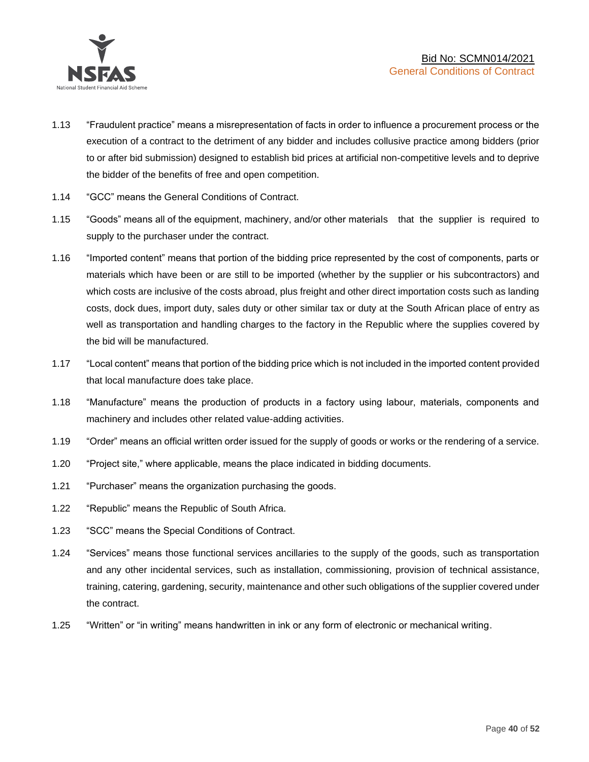1.13 “Fraudulent practice” means a misrepresentation of facts in order to influence a procurement process or the execution of a contract to the detriment of any bidder and includes collusive practice among bidders (prior to or after bid submission) designed to establish bid prices at artificial non-competitive levels and to deprive the bidder of the benefits of free and open competition.

1.14 “GCC” means the General Conditions of Contract.

1.15 “Goods” means all of the equipment, machinery, and/or other materials that the supplier is required to supply to the purchaser under the contract.

1.16 “Imported content” means that portion of the bidding price represented by the cost of components, parts or materials which have been or are still to be imported (whether by the supplier or his subcontractors) and which costs are inclusive of the costs abroad, plus freight and other direct importation costs such as landing costs, dock dues, import duty, sales duty or other similar tax or duty at the South African place of entry as well as transportation and handling charges to the factory in the Republic where the supplies covered by the bid will be manufactured.

1.17 “Local content” means that portion of the bidding price which is not included in the imported content provided that local manufacture does take place.

1.18 “Manufacture” means the production of products in a factory using labour, materials, components and machinery and includes other related value-adding activities.

1.19 “Order” means an official written order issued for the supply of goods or works or the rendering of a service.

1.20 “Project site,” where applicable, means the place indicated in bidding documents.

1.21 “Purchaser” means the organization purchasing the goods.

1.22 “Republic” means the Republic of South Africa.

1.23 “SCC” means the Special Conditions of Contract.

1.24 “Services” means those functional services ancillaries to the supply of the goods, such as transportation and any other incidental services, such as installation, commissioning, provision of technical assistance, training, catering, gardening, security, maintenance and other such obligations of the supplier covered under the contract.

1.25 “Written” or “in writing” means handwritten in ink or any form of electronic or mechanical writing.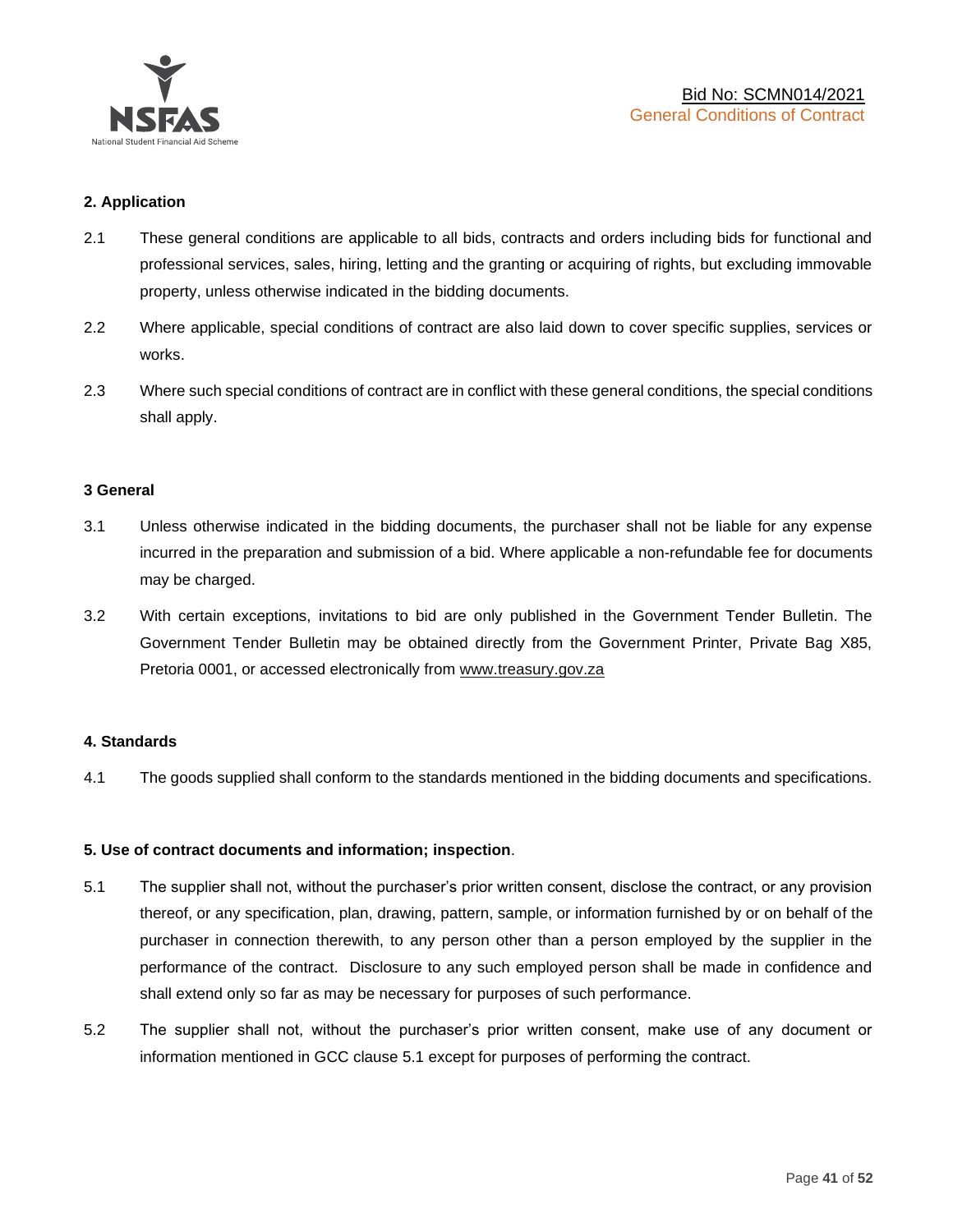**2. Application**

2.1 These general conditions are applicable to all bids, contracts and orders including bids for functional and professional services, sales, hiring, letting and the granting or acquiring of rights, but excluding immovable property, unless otherwise indicated in the bidding documents.

2.2 Where applicable, special conditions of contract are also laid down to cover specific supplies, services or works.

2.3 Where such special conditions of contract are in conflict with these general conditions, the special conditions shall apply.

**3 General**

3.1 Unless otherwise indicated in the bidding documents, the purchaser shall not be liable for any expense incurred in the preparation and submission of a bid. Where applicable a non-refundable fee for documents may be charged.

3.2 With certain exceptions, invitations to bid are only published in the Government Tender Bulletin. The Government Tender Bulletin may be obtained directly from the Government Printer, Private Bag X85, Pretoria 0001, or accessed electronically from www.treasury.gov.za

**4. Standards**

4.1 The goods supplied shall conform to the standards mentioned in the bidding documents and specifications.

**5. Use of contract documents and information; inspection**.

5.1 The supplier shall not, without the purchaser's prior written consent, disclose the contract, or any provision thereof, or any specification, plan, drawing, pattern, sample, or information furnished by or on behalf of the purchaser in connection therewith, to any person other than a person employed by the supplier in the performance of the contract. Disclosure to any such employed person shall be made in confidence and shall extend only so far as may be necessary for purposes of such performance.

5.2 The supplier shall not, without the purchaser's prior written consent, make use of any document or information mentioned in GCC clause 5.1 except for purposes of performing the contract.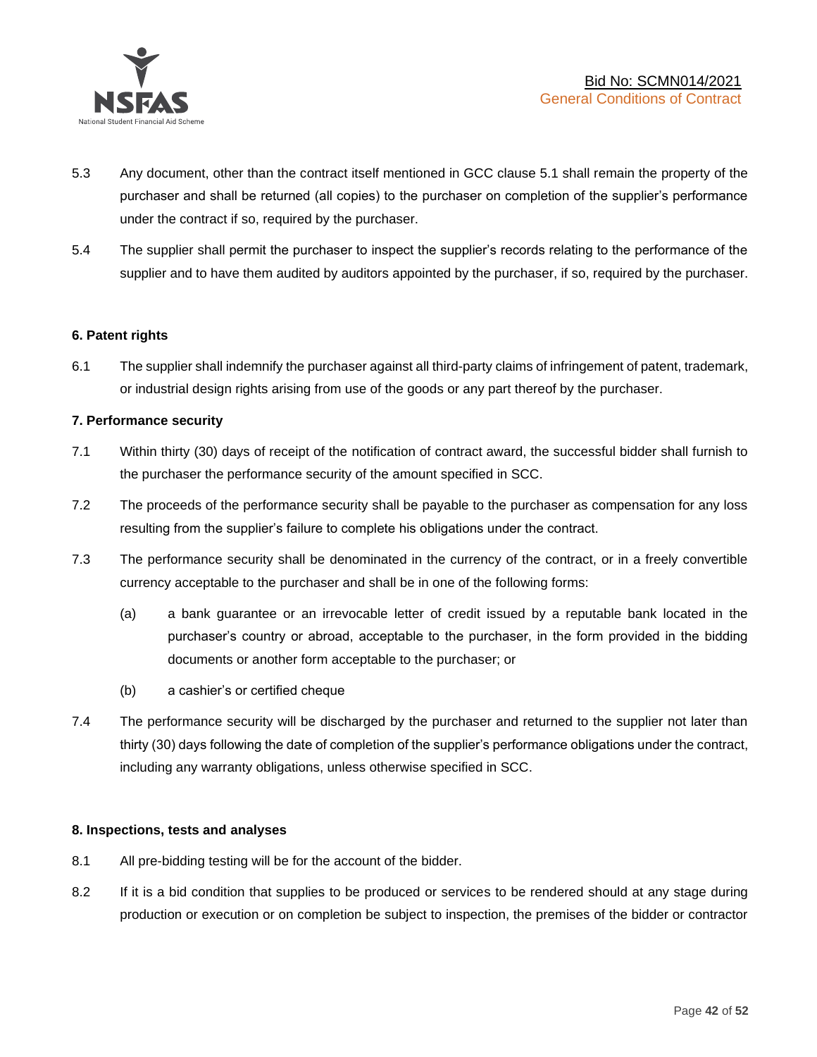5.3 Any document, other than the contract itself mentioned in GCC clause 5.1 shall remain the property of the purchaser and shall be returned (all copies) to the purchaser on completion of the supplier's performance under the contract if so, required by the purchaser.

5.4 The supplier shall permit the purchaser to inspect the supplier's records relating to the performance of the supplier and to have them audited by auditors appointed by the purchaser, if so, required by the purchaser.

**6. Patent rights**

6.1 The supplier shall indemnify the purchaser against all third-party claims of infringement of patent, trademark, or industrial design rights arising from use of the goods or any part thereof by the purchaser.

**7. Performance security**

7.1 Within thirty (30) days of receipt of the notification of contract award, the successful bidder shall furnish to the purchaser the performance security of the amount specified in SCC.

7.2 The proceeds of the performance security shall be payable to the purchaser as compensation for any loss resulting from the supplier's failure to complete his obligations under the contract.

7.3 The performance security shall be denominated in the currency of the contract, or in a freely convertible currency acceptable to the purchaser and shall be in one of the following forms:

(a) a bank guarantee or an irrevocable letter of credit issued by a reputable bank located in the purchaser's country or abroad, acceptable to the purchaser, in the form provided in the bidding documents or another form acceptable to the purchaser; or

(b) a cashier's or certified cheque

7.4 The performance security will be discharged by the purchaser and returned to the supplier not later than thirty (30) days following the date of completion of the supplier's performance obligations under the contract, including any warranty obligations, unless otherwise specified in SCC.

**8. Inspections, tests and analyses**

8.1 All pre-bidding testing will be for the account of the bidder.

8.2 If it is a bid condition that supplies to be produced or services to be rendered should at any stage during production or execution or on completion be subject to inspection, the premises of the bidder or contractor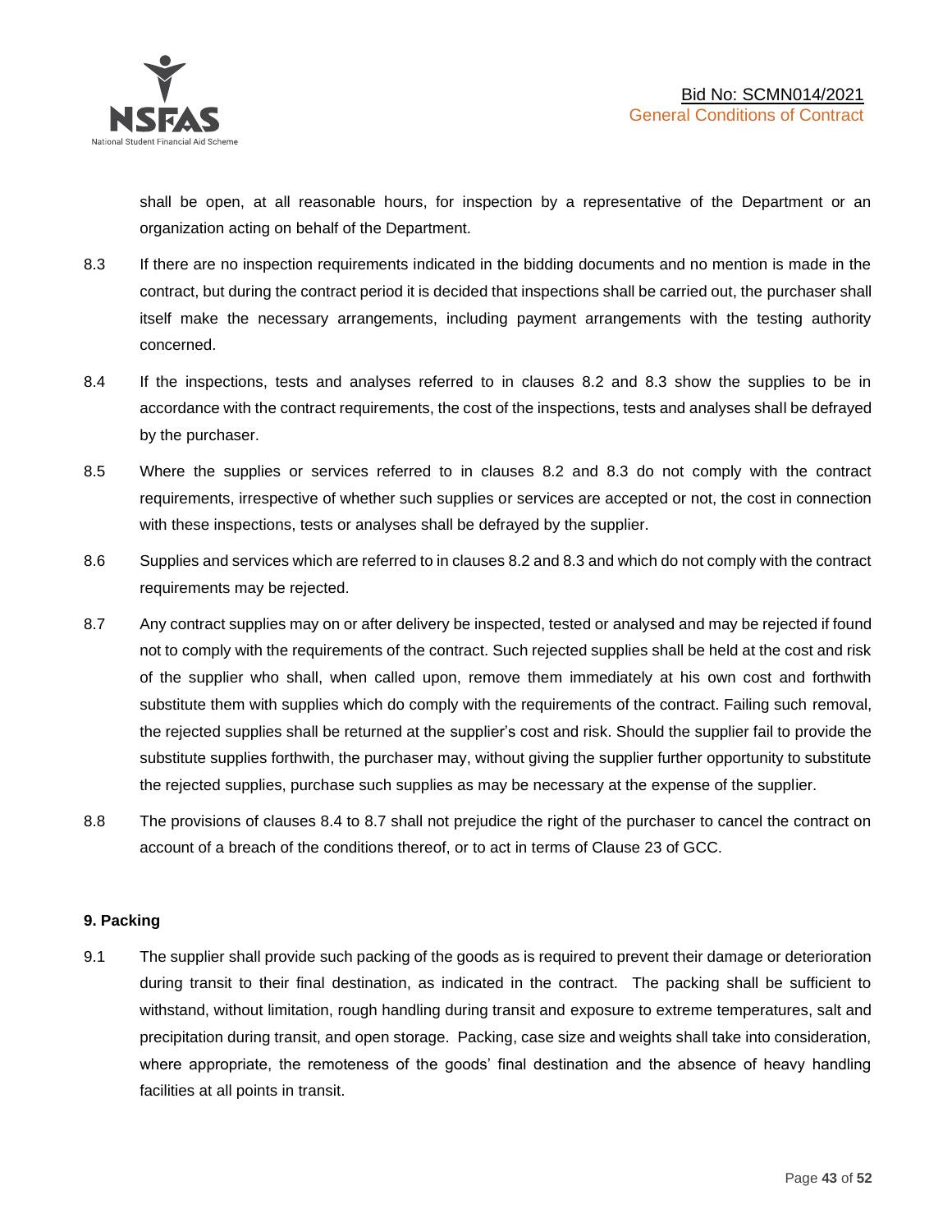shall be open, at all reasonable hours, for inspection by a representative of the Department or an organization acting on behalf of the Department.

8.3 If there are no inspection requirements indicated in the bidding documents and no mention is made in the contract, but during the contract period it is decided that inspections shall be carried out, the purchaser shall itself make the necessary arrangements, including payment arrangements with the testing authority concerned.

8.4 If the inspections, tests and analyses referred to in clauses 8.2 and 8.3 show the supplies to be in accordance with the contract requirements, the cost of the inspections, tests and analyses shall be defrayed by the purchaser.

8.5 Where the supplies or services referred to in clauses 8.2 and 8.3 do not comply with the contract requirements, irrespective of whether such supplies or services are accepted or not, the cost in connection with these inspections, tests or analyses shall be defrayed by the supplier.

8.6 Supplies and services which are referred to in clauses 8.2 and 8.3 and which do not comply with the contract requirements may be rejected.

8.7 Any contract supplies may on or after delivery be inspected, tested or analysed and may be rejected if found not to comply with the requirements of the contract. Such rejected supplies shall be held at the cost and risk of the supplier who shall, when called upon, remove them immediately at his own cost and forthwith substitute them with supplies which do comply with the requirements of the contract. Failing such removal, the rejected supplies shall be returned at the supplier's cost and risk. Should the supplier fail to provide the substitute supplies forthwith, the purchaser may, without giving the supplier further opportunity to substitute the rejected supplies, purchase such supplies as may be necessary at the expense of the supplier.

8.8 The provisions of clauses 8.4 to 8.7 shall not prejudice the right of the purchaser to cancel the contract on account of a breach of the conditions thereof, or to act in terms of Clause 23 of GCC.

**9. Packing**

9.1 The supplier shall provide such packing of the goods as is required to prevent their damage or deterioration during transit to their final destination, as indicated in the contract. The packing shall be sufficient to withstand, without limitation, rough handling during transit and exposure to extreme temperatures, salt and precipitation during transit, and open storage. Packing, case size and weights shall take into consideration, where appropriate, the remoteness of the goods' final destination and the absence of heavy handling facilities at all points in transit.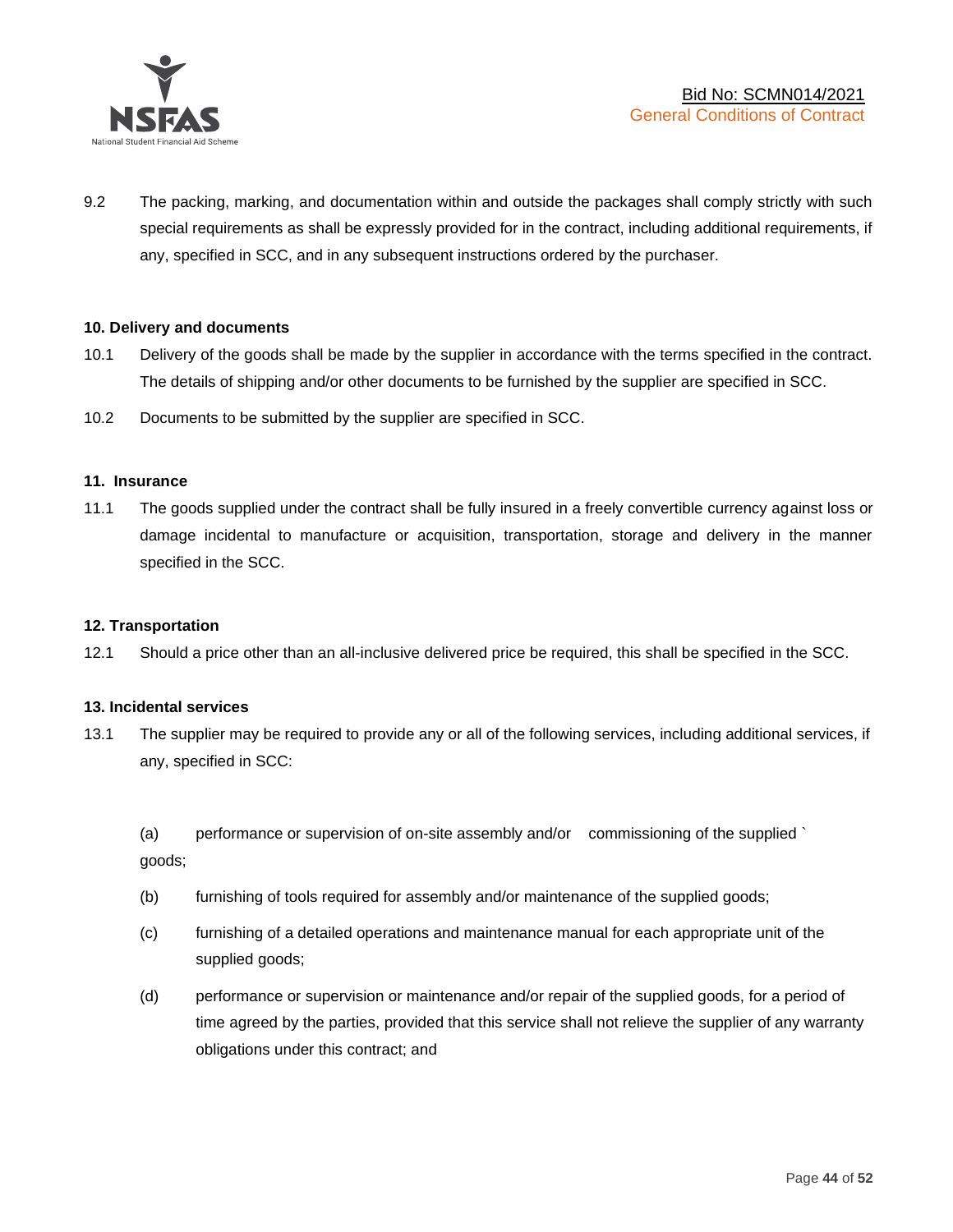9.2 The packing, marking, and documentation within and outside the packages shall comply strictly with such special requirements as shall be expressly provided for in the contract, including additional requirements, if any, specified in SCC, and in any subsequent instructions ordered by the purchaser.

**10. Delivery and documents**

10.1 Delivery of the goods shall be made by the supplier in accordance with the terms specified in the contract. The details of shipping and/or other documents to be furnished by the supplier are specified in SCC.

10.2 Documents to be submitted by the supplier are specified in SCC.

**11. Insurance**

11.1 The goods supplied under the contract shall be fully insured in a freely convertible currency against loss or damage incidental to manufacture or acquisition, transportation, storage and delivery in the manner specified in the SCC.

**12. Transportation**

12.1 Should a price other than an all-inclusive delivered price be required, this shall be specified in the SCC.

**13. Incidental services**

13.1 The supplier may be required to provide any or all of the following services, including additional services, if any, specified in SCC:

(a) performance or supervision of on-site assembly and/or commissioning of the supplied ` goods;

(b) furnishing of tools required for assembly and/or maintenance of the supplied goods;

(c) furnishing of a detailed operations and maintenance manual for each appropriate unit of the supplied goods;

(d) performance or supervision or maintenance and/or repair of the supplied goods, for a period of time agreed by the parties, provided that this service shall not relieve the supplier of any warranty obligations under this contract; and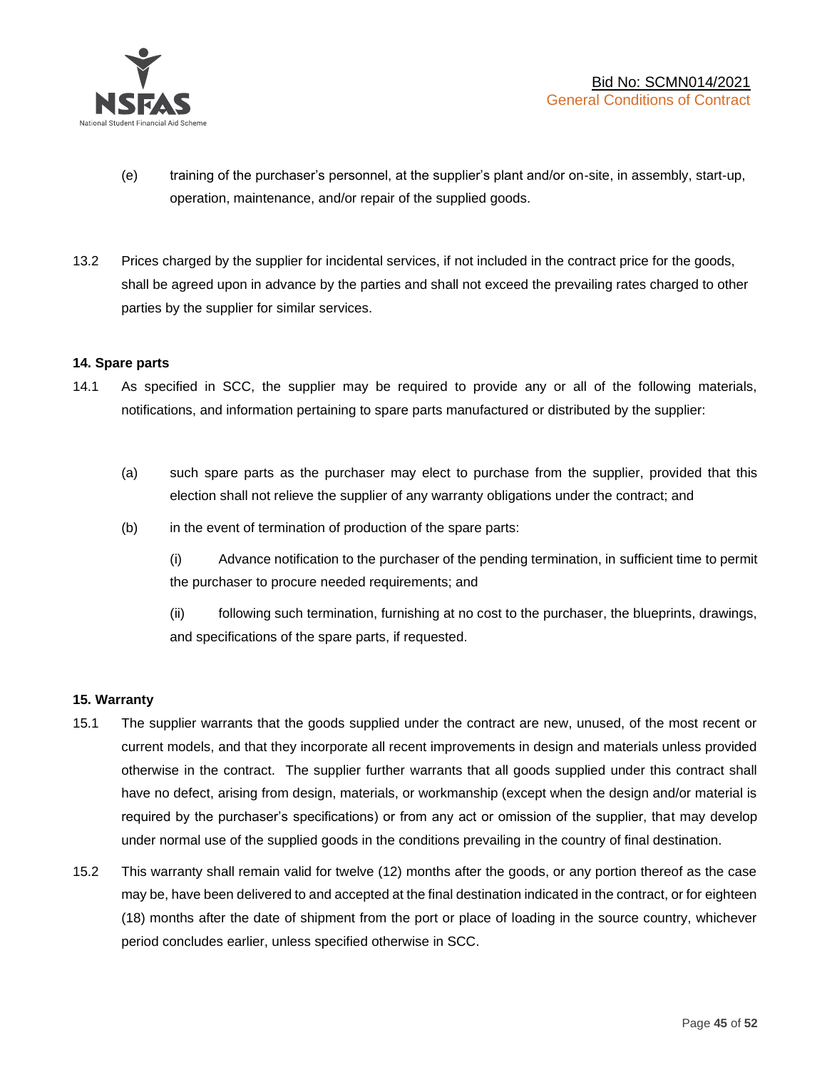(e) training of the purchaser's personnel, at the supplier's plant and/or on-site, in assembly, start-up, operation, maintenance, and/or repair of the supplied goods.

13.2 Prices charged by the supplier for incidental services, if not included in the contract price for the goods, shall be agreed upon in advance by the parties and shall not exceed the prevailing rates charged to other parties by the supplier for similar services.

**14. Spare parts**

14.1 As specified in SCC, the supplier may be required to provide any or all of the following materials, notifications, and information pertaining to spare parts manufactured or distributed by the supplier:

(a) such spare parts as the purchaser may elect to purchase from the supplier, provided that this election shall not relieve the supplier of any warranty obligations under the contract; and

(b) in the event of termination of production of the spare parts:

(i) Advance notification to the purchaser of the pending termination, in sufficient time to permit the purchaser to procure needed requirements; and

(ii) following such termination, furnishing at no cost to the purchaser, the blueprints, drawings, and specifications of the spare parts, if requested.

**15. Warranty**

15.1 The supplier warrants that the goods supplied under the contract are new, unused, of the most recent or current models, and that they incorporate all recent improvements in design and materials unless provided otherwise in the contract. The supplier further warrants that all goods supplied under this contract shall have no defect, arising from design, materials, or workmanship (except when the design and/or material is required by the purchaser's specifications) or from any act or omission of the supplier, that may develop under normal use of the supplied goods in the conditions prevailing in the country of final destination.

15.2 This warranty shall remain valid for twelve (12) months after the goods, or any portion thereof as the case may be, have been delivered to and accepted at the final destination indicated in the contract, or for eighteen (18) months after the date of shipment from the port or place of loading in the source country, whichever period concludes earlier, unless specified otherwise in SCC.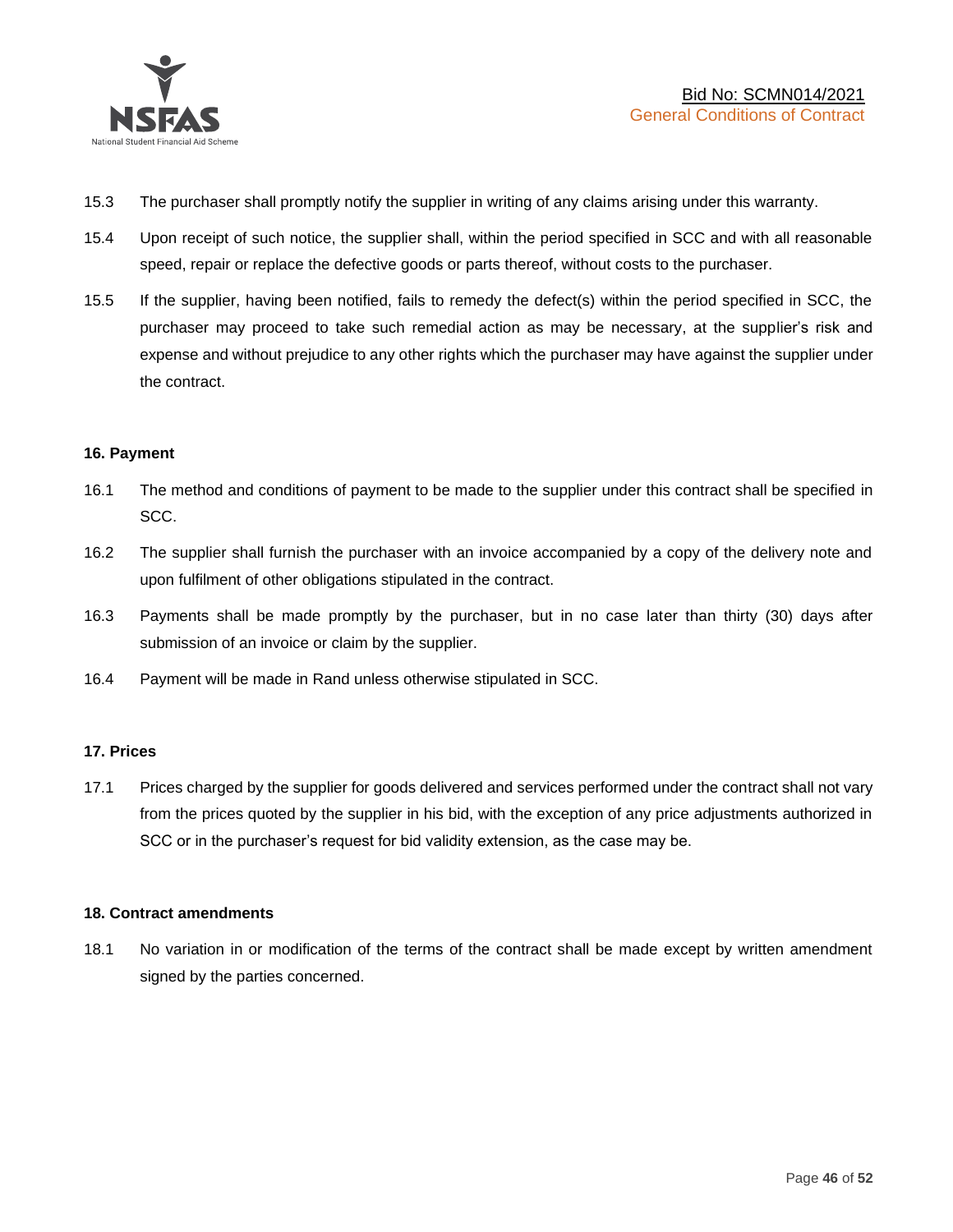15.3 The purchaser shall promptly notify the supplier in writing of any claims arising under this warranty.

15.4 Upon receipt of such notice, the supplier shall, within the period specified in SCC and with all reasonable speed, repair or replace the defective goods or parts thereof, without costs to the purchaser.

15.5 If the supplier, having been notified, fails to remedy the defect(s) within the period specified in SCC, the purchaser may proceed to take such remedial action as may be necessary, at the supplier's risk and expense and without prejudice to any other rights which the purchaser may have against the supplier under the contract.

**16. Payment**

16.1 The method and conditions of payment to be made to the supplier under this contract shall be specified in SCC.

16.2 The supplier shall furnish the purchaser with an invoice accompanied by a copy of the delivery note and upon fulfilment of other obligations stipulated in the contract.

16.3 Payments shall be made promptly by the purchaser, but in no case later than thirty (30) days after submission of an invoice or claim by the supplier.

16.4 Payment will be made in Rand unless otherwise stipulated in SCC.

**17. Prices**

17.1 Prices charged by the supplier for goods delivered and services performed under the contract shall not vary from the prices quoted by the supplier in his bid, with the exception of any price adjustments authorized in SCC or in the purchaser's request for bid validity extension, as the case may be.

**18. Contract amendments**

18.1 No variation in or modification of the terms of the contract shall be made except by written amendment signed by the parties concerned.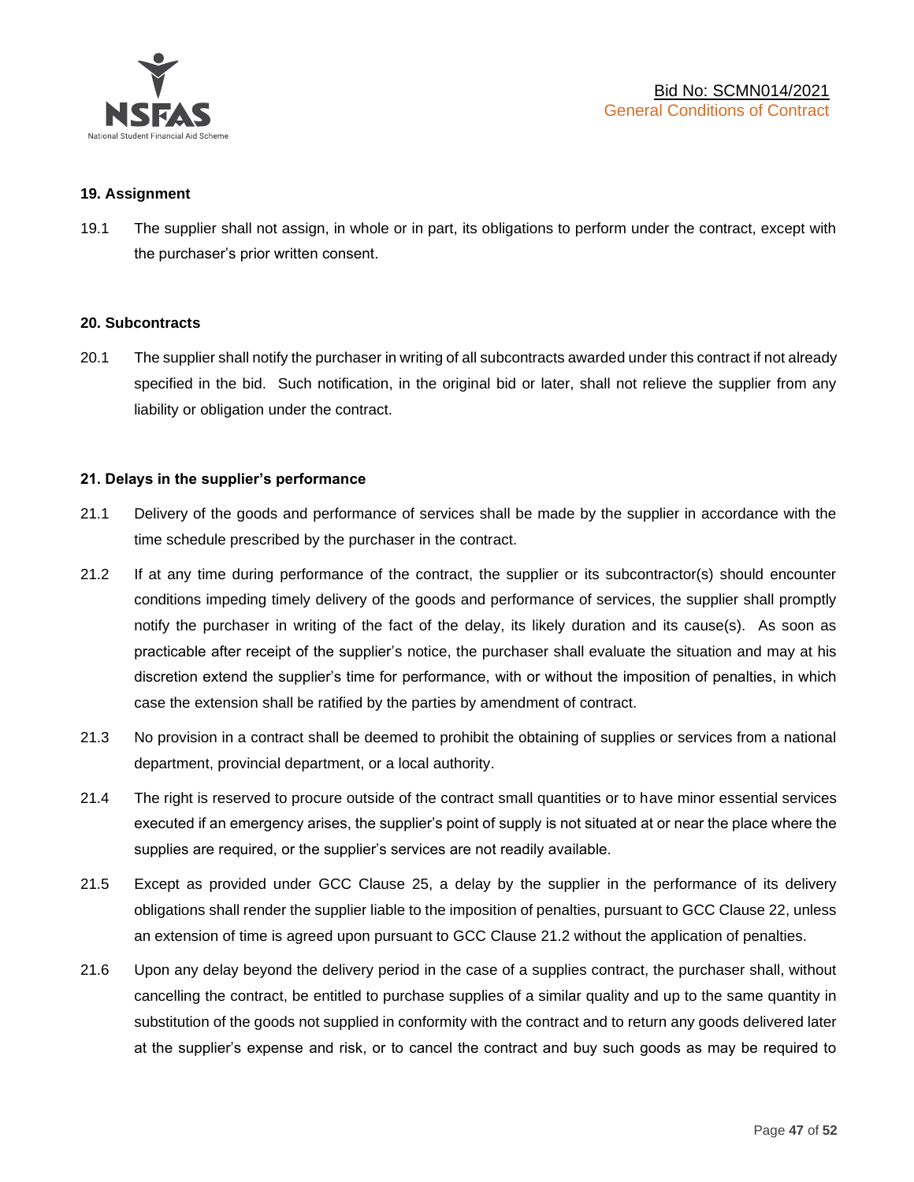## 19. Assignment

19.1 The supplier shall not assign, in whole or in part, its obligations to perform under the contract, except with the purchaser's prior written consent.

## 20. Subcontracts

20.1 The supplier shall notify the purchaser in writing of all subcontracts awarded under this contract if not already specified in the bid. Such notification, in the original bid or later, shall not relieve the supplier from any liability or obligation under the contract.

## 21. Delays in the supplier's performance

21.1 Delivery of the goods and performance of services shall be made by the supplier in accordance with the time schedule prescribed by the purchaser in the contract.

21.2 If at any time during performance of the contract, the supplier or its subcontractor(s) should encounter conditions impeding timely delivery of the goods and performance of services, the supplier shall promptly notify the purchaser in writing of the fact of the delay, its likely duration and its cause(s). As soon as practicable after receipt of the supplier's notice, the purchaser shall evaluate the situation and may at his discretion extend the supplier's time for performance, with or without the imposition of penalties, in which case the extension shall be ratified by the parties by amendment of contract.

21.3 No provision in a contract shall be deemed to prohibit the obtaining of supplies or services from a national department, provincial department, or a local authority.

21.4 The right is reserved to procure outside of the contract small quantities or to have minor essential services executed if an emergency arises, the supplier's point of supply is not situated at or near the place where the supplies are required, or the supplier's services are not readily available.

21.5 Except as provided under GCC Clause 25, a delay by the supplier in the performance of its delivery obligations shall render the supplier liable to the imposition of penalties, pursuant to GCC Clause 22, unless an extension of time is agreed upon pursuant to GCC Clause 21.2 without the application of penalties.

21.6 Upon any delay beyond the delivery period in the case of a supplies contract, the purchaser shall, without cancelling the contract, be entitled to purchase supplies of a similar quality and up to the same quantity in substitution of the goods not supplied in conformity with the contract and to return any goods delivered later at the supplier's expense and risk, or to cancel the contract and buy such goods as may be required to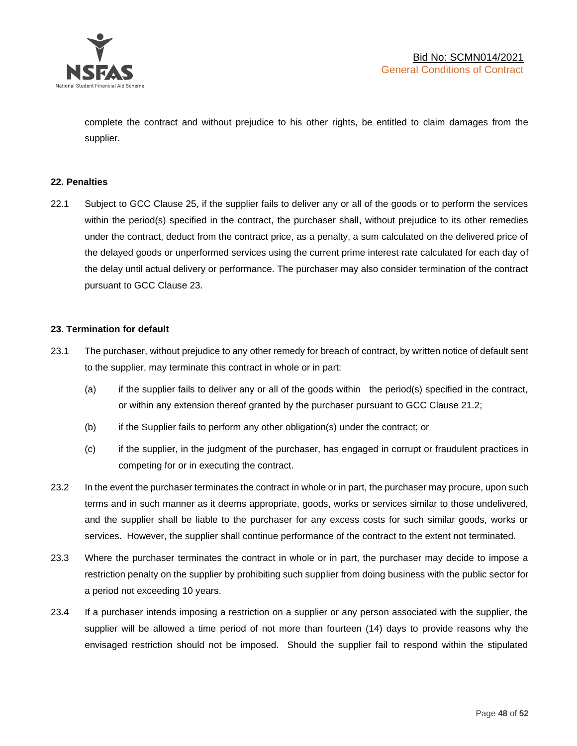complete the contract and without prejudice to his other rights, be entitled to claim damages from the supplier.

**22. Penalties**

22.1 Subject to GCC Clause 25, if the supplier fails to deliver any or all of the goods or to perform the services within the period(s) specified in the contract, the purchaser shall, without prejudice to its other remedies under the contract, deduct from the contract price, as a penalty, a sum calculated on the delivered price of the delayed goods or unperformed services using the current prime interest rate calculated for each day of the delay until actual delivery or performance. The purchaser may also consider termination of the contract pursuant to GCC Clause 23.

**23. Termination for default**

23.1 The purchaser, without prejudice to any other remedy for breach of contract, by written notice of default sent to the supplier, may terminate this contract in whole or in part:

(a) if the supplier fails to deliver any or all of the goods within the period(s) specified in the contract, or within any extension thereof granted by the purchaser pursuant to GCC Clause 21.2;

(b) if the Supplier fails to perform any other obligation(s) under the contract; or

(c) if the supplier, in the judgment of the purchaser, has engaged in corrupt or fraudulent practices in competing for or in executing the contract.

23.2 In the event the purchaser terminates the contract in whole or in part, the purchaser may procure, upon such terms and in such manner as it deems appropriate, goods, works or services similar to those undelivered, and the supplier shall be liable to the purchaser for any excess costs for such similar goods, works or services. However, the supplier shall continue performance of the contract to the extent not terminated.

23.3 Where the purchaser terminates the contract in whole or in part, the purchaser may decide to impose a restriction penalty on the supplier by prohibiting such supplier from doing business with the public sector for a period not exceeding 10 years.

23.4 If a purchaser intends imposing a restriction on a supplier or any person associated with the supplier, the supplier will be allowed a time period of not more than fourteen (14) days to provide reasons why the envisaged restriction should not be imposed. Should the supplier fail to respond within the stipulated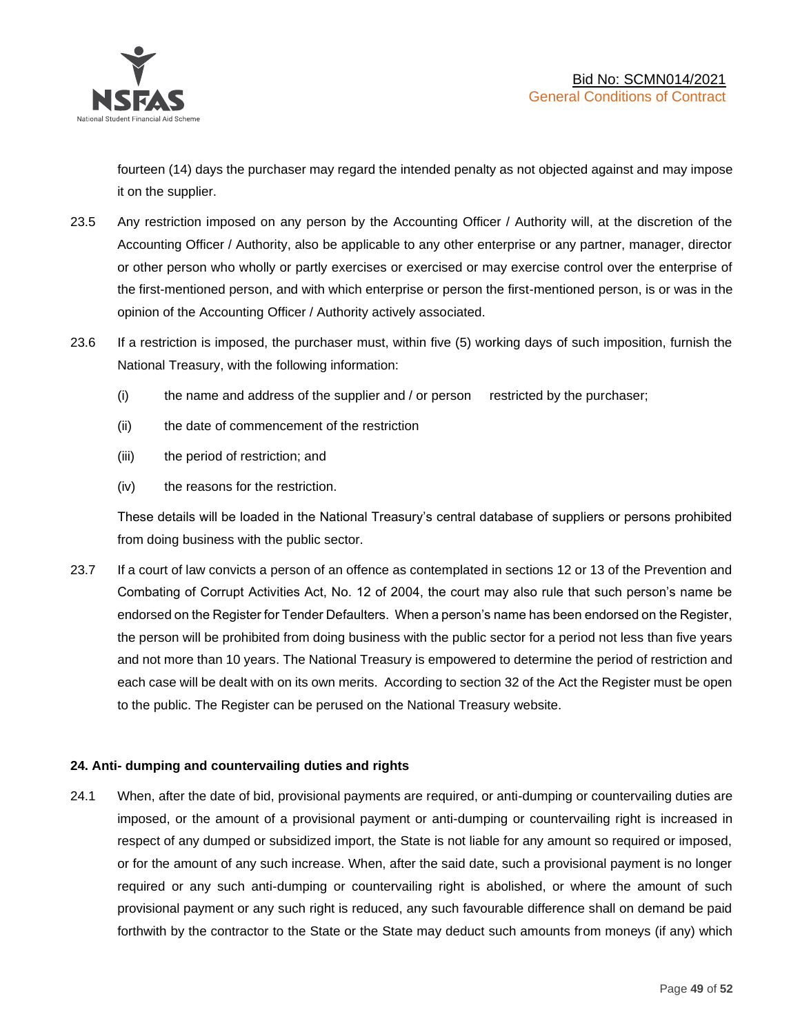fourteen (14) days the purchaser may regard the intended penalty as not objected against and may impose it on the supplier.

23.5 Any restriction imposed on any person by the Accounting Officer / Authority will, at the discretion of the Accounting Officer / Authority, also be applicable to any other enterprise or any partner, manager, director or other person who wholly or partly exercises or exercised or may exercise control over the enterprise of the first-mentioned person, and with which enterprise or person the first-mentioned person, is or was in the opinion of the Accounting Officer / Authority actively associated.

23.6 If a restriction is imposed, the purchaser must, within five (5) working days of such imposition, furnish the National Treasury, with the following information:

(i) the name and address of the supplier and / or person restricted by the purchaser;

(ii) the date of commencement of the restriction

(iii) the period of restriction; and

(iv) the reasons for the restriction.

These details will be loaded in the National Treasury's central database of suppliers or persons prohibited from doing business with the public sector.

23.7 If a court of law convicts a person of an offence as contemplated in sections 12 or 13 of the Prevention and Combating of Corrupt Activities Act, No. 12 of 2004, the court may also rule that such person's name be endorsed on the Register for Tender Defaulters. When a person's name has been endorsed on the Register, the person will be prohibited from doing business with the public sector for a period not less than five years and not more than 10 years. The National Treasury is empowered to determine the period of restriction and each case will be dealt with on its own merits. According to section 32 of the Act the Register must be open to the public. The Register can be perused on the National Treasury website.

**24. Anti- dumping and countervailing duties and rights**

24.1 When, after the date of bid, provisional payments are required, or anti-dumping or countervailing duties are imposed, or the amount of a provisional payment or anti-dumping or countervailing right is increased in respect of any dumped or subsidized import, the State is not liable for any amount so required or imposed, or for the amount of any such increase. When, after the said date, such a provisional payment is no longer required or any such anti-dumping or countervailing right is abolished, or where the amount of such provisional payment or any such right is reduced, any such favourable difference shall on demand be paid forthwith by the contractor to the State or the State may deduct such amounts from moneys (if any) which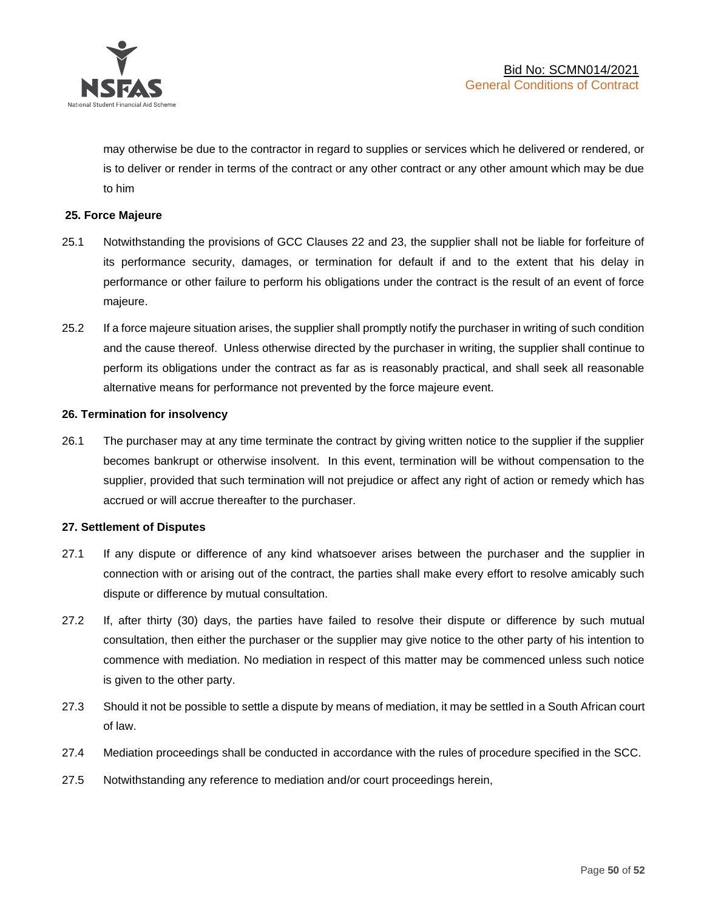may otherwise be due to the contractor in regard to supplies or services which he delivered or rendered, or is to deliver or render in terms of the contract or any other contract or any other amount which may be due to him

**25. Force Majeure**

25.1 Notwithstanding the provisions of GCC Clauses 22 and 23, the supplier shall not be liable for forfeiture of its performance security, damages, or termination for default if and to the extent that his delay in performance or other failure to perform his obligations under the contract is the result of an event of force majeure.

25.2 If a force majeure situation arises, the supplier shall promptly notify the purchaser in writing of such condition and the cause thereof. Unless otherwise directed by the purchaser in writing, the supplier shall continue to perform its obligations under the contract as far as is reasonably practical, and shall seek all reasonable alternative means for performance not prevented by the force majeure event.

**26. Termination for insolvency**

26.1 The purchaser may at any time terminate the contract by giving written notice to the supplier if the supplier becomes bankrupt or otherwise insolvent. In this event, termination will be without compensation to the supplier, provided that such termination will not prejudice or affect any right of action or remedy which has accrued or will accrue thereafter to the purchaser.

**27. Settlement of Disputes**

27.1 If any dispute or difference of any kind whatsoever arises between the purchaser and the supplier in connection with or arising out of the contract, the parties shall make every effort to resolve amicably such dispute or difference by mutual consultation.

27.2 If, after thirty (30) days, the parties have failed to resolve their dispute or difference by such mutual consultation, then either the purchaser or the supplier may give notice to the other party of his intention to commence with mediation. No mediation in respect of this matter may be commenced unless such notice is given to the other party.

27.3 Should it not be possible to settle a dispute by means of mediation, it may be settled in a South African court of law.

27.4 Mediation proceedings shall be conducted in accordance with the rules of procedure specified in the SCC.

27.5 Notwithstanding any reference to mediation and/or court proceedings herein,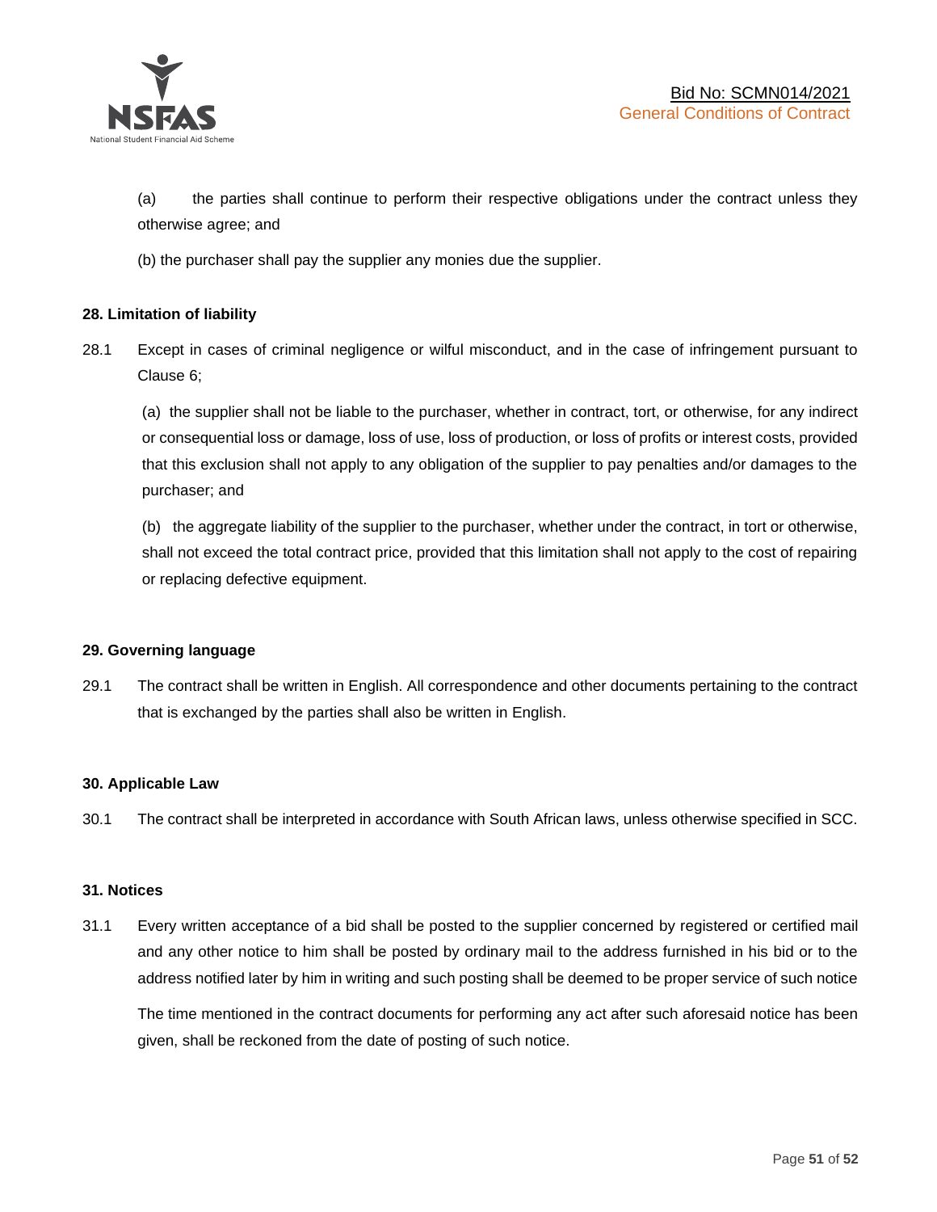(a) the parties shall continue to perform their respective obligations under the contract unless they otherwise agree; and

(b) the purchaser shall pay the supplier any monies due the supplier.

**28. Limitation of liability**

28.1 Except in cases of criminal negligence or wilful misconduct, and in the case of infringement pursuant to Clause 6;

(a) the supplier shall not be liable to the purchaser, whether in contract, tort, or otherwise, for any indirect or consequential loss or damage, loss of use, loss of production, or loss of profits or interest costs, provided that this exclusion shall not apply to any obligation of the supplier to pay penalties and/or damages to the purchaser; and

(b) the aggregate liability of the supplier to the purchaser, whether under the contract, in tort or otherwise, shall not exceed the total contract price, provided that this limitation shall not apply to the cost of repairing or replacing defective equipment.

**29. Governing language**

29.1 The contract shall be written in English. All correspondence and other documents pertaining to the contract that is exchanged by the parties shall also be written in English.

**30. Applicable Law**

30.1 The contract shall be interpreted in accordance with South African laws, unless otherwise specified in SCC.

**31. Notices**

31.1 Every written acceptance of a bid shall be posted to the supplier concerned by registered or certified mail and any other notice to him shall be posted by ordinary mail to the address furnished in his bid or to the address notified later by him in writing and such posting shall be deemed to be proper service of such notice

The time mentioned in the contract documents for performing any act after such aforesaid notice has been given, shall be reckoned from the date of posting of such notice.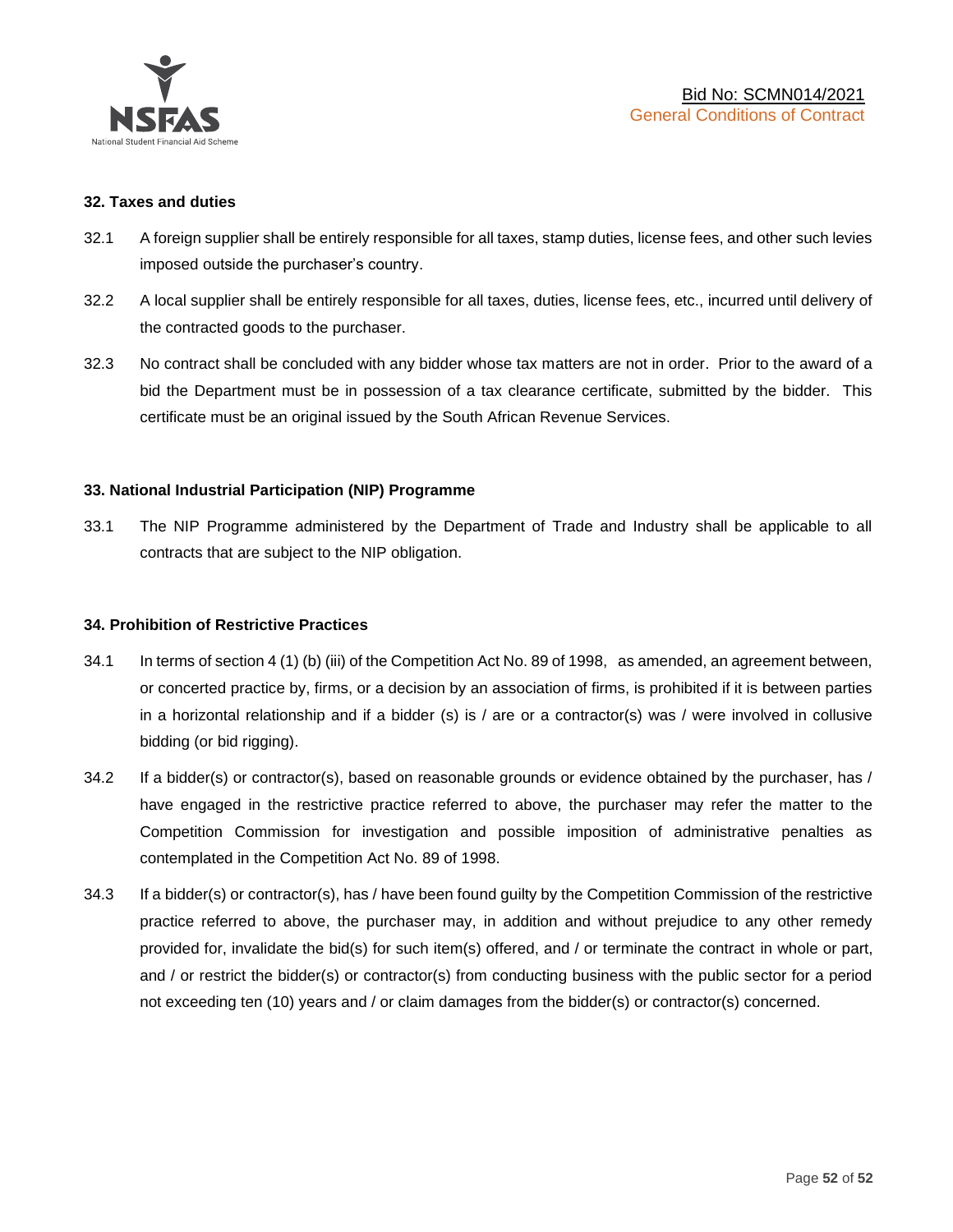**32. Taxes and duties**

32.1 A foreign supplier shall be entirely responsible for all taxes, stamp duties, license fees, and other such levies imposed outside the purchaser's country.

32.2 A local supplier shall be entirely responsible for all taxes, duties, license fees, etc., incurred until delivery of the contracted goods to the purchaser.

32.3 No contract shall be concluded with any bidder whose tax matters are not in order. Prior to the award of a bid the Department must be in possession of a tax clearance certificate, submitted by the bidder. This certificate must be an original issued by the South African Revenue Services.

**33. National Industrial Participation (NIP) Programme**

33.1 The NIP Programme administered by the Department of Trade and Industry shall be applicable to all contracts that are subject to the NIP obligation.

**34. Prohibition of Restrictive Practices**

34.1 In terms of section 4 (1) (b) (iii) of the Competition Act No. 89 of 1998, as amended, an agreement between, or concerted practice by, firms, or a decision by an association of firms, is prohibited if it is between parties in a horizontal relationship and if a bidder (s) is / are or a contractor(s) was / were involved in collusive bidding (or bid rigging).

34.2 If a bidder(s) or contractor(s), based on reasonable grounds or evidence obtained by the purchaser, has / have engaged in the restrictive practice referred to above, the purchaser may refer the matter to the Competition Commission for investigation and possible imposition of administrative penalties as contemplated in the Competition Act No. 89 of 1998.

34.3 If a bidder(s) or contractor(s), has / have been found guilty by the Competition Commission of the restrictive practice referred to above, the purchaser may, in addition and without prejudice to any other remedy provided for, invalidate the bid(s) for such item(s) offered, and / or terminate the contract in whole or part, and / or restrict the bidder(s) or contractor(s) from conducting business with the public sector for a period not exceeding ten (10) years and / or claim damages from the bidder(s) or contractor(s) concerned.